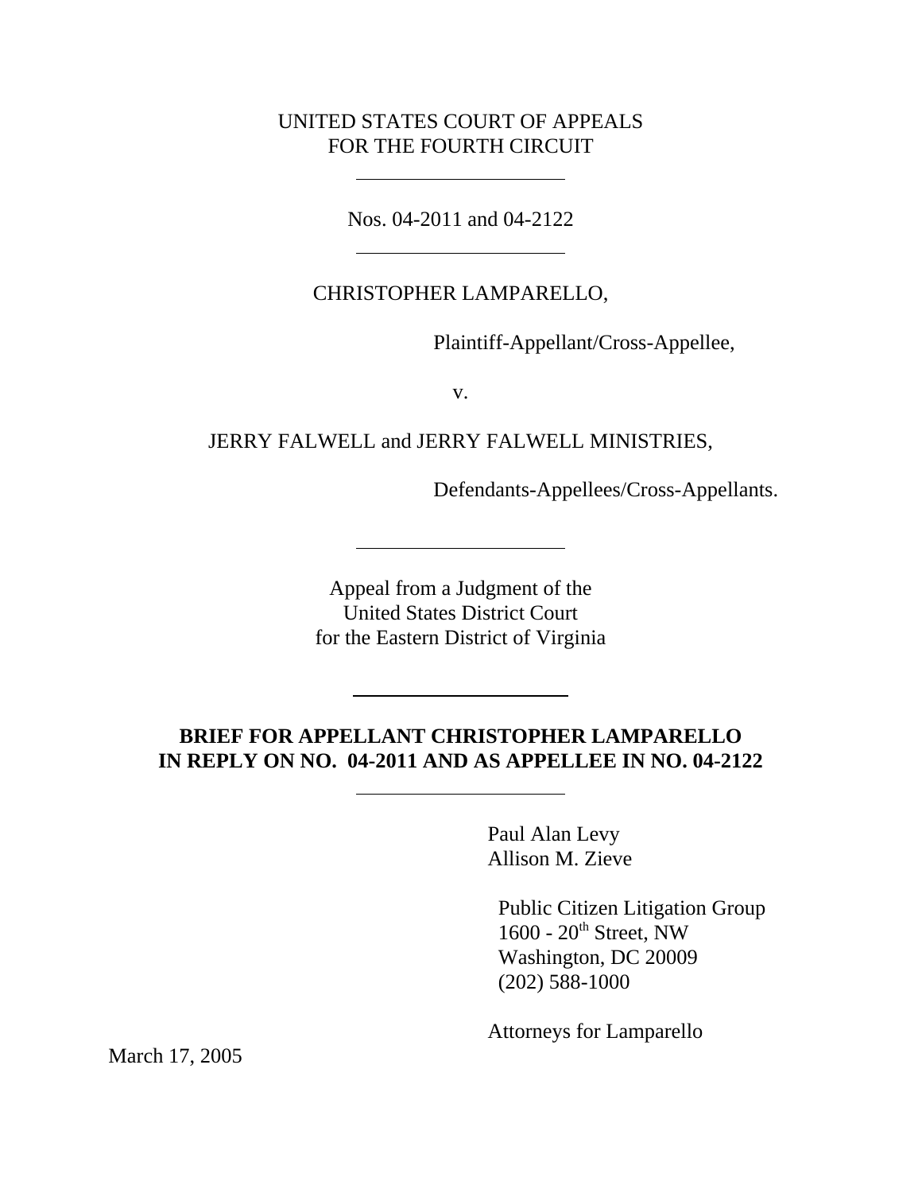UNITED STATES COURT OF APPEALS
FOR THE FOURTH CIRCUIT

---

Nos. 04-2011 and 04-2122

---

CHRISTOPHER LAMPARELLO,

Plaintiff-Appellant/Cross-Appellee,

v.

JERRY FALWELL and JERRY FALWELL MINISTRIES,

Defendants-Appellees/Cross-Appellants.

---

Appeal from a Judgment of the
United States District Court
for the Eastern District of Virginia

---

**BRIEF FOR APPELLANT CHRISTOPHER LAMPARELLO IN REPLY ON NO. 04-2011 AND AS APPELLEE IN NO. 04-2122**

---

Paul Alan Levy
Allison M. Zieve

Public Citizen Litigation Group
1600 - 20th Street, NW
Washington, DC 20009
(202) 588-1000

Attorneys for Lamparello

March 17, 2005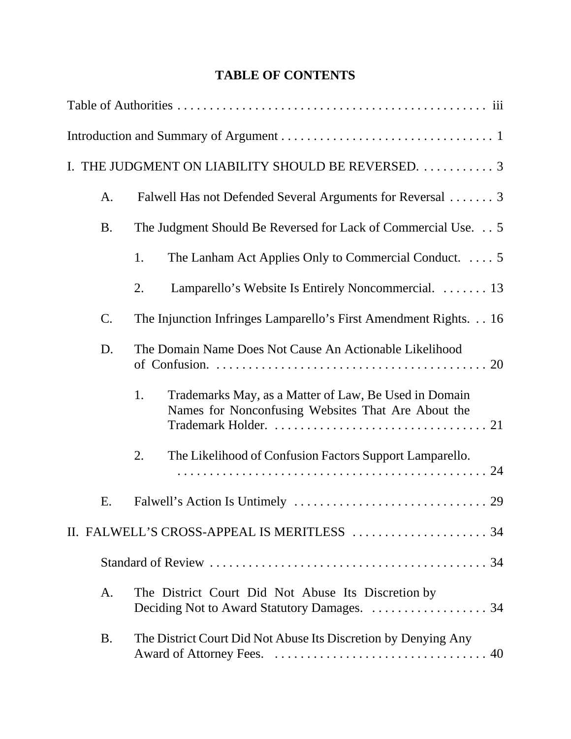# TABLE OF CONTENTS

Table of Authorities . . . . . . . . . . . . . . . . . . . . . . . . . . . . . . . . . . . . . . . . . . . . . . . . iii

Introduction and Summary of Argument . . . . . . . . . . . . . . . . . . . . . . . . . . . . . . . . . 1

I. THE JUDGMENT ON LIABILITY SHOULD BE REVERSED. . . . . . . . . . . . 3

- A. Falwell Has not Defended Several Arguments for Reversal . . . . . . . 3
- B. The Judgment Should Be Reversed for Lack of Commercial Use. . . 5
  - 1. The Lanham Act Applies Only to Commercial Conduct. . . . . 5
  - 2. Lamparello's Website Is Entirely Noncommercial. . . . . . . . 13
- C. The Injunction Infringes Lamparello's First Amendment Rights. . . 16
- D. The Domain Name Does Not Cause An Actionable Likelihood of Confusion. . . . . . . . . . . . . . . . . . . . . . . . . . . . . . . . . . . . . . . . . . 20
  - 1. Trademarks May, as a Matter of Law, Be Used in Domain Names for Nonconfusing Websites That Are About the Trademark Holder. . . . . . . . . . . . . . . . . . . . . . . . . . . . . . . . . 21
  - 2. The Likelihood of Confusion Factors Support Lamparello. . . . . . . . . . . . . . . . . . . . . . . . . . . . . . . . . . . . . . . . . . . . . . . . . 24
- E. Falwell's Action Is Untimely . . . . . . . . . . . . . . . . . . . . . . . . . . . . . . 29

II. FALWELL'S CROSS-APPEAL IS MERITLESS . . . . . . . . . . . . . . . . . . . . . 34

- Standard of Review . . . . . . . . . . . . . . . . . . . . . . . . . . . . . . . . . . . . . . . . . . . 34
- A. The District Court Did Not Abuse Its Discretion by Deciding Not to Award Statutory Damages. . . . . . . . . . . . . . . . . . . 34
- B. The District Court Did Not Abuse Its Discretion by Denying Any Award of Attorney Fees. . . . . . . . . . . . . . . . . . . . . . . . . . . . . . . . . . 40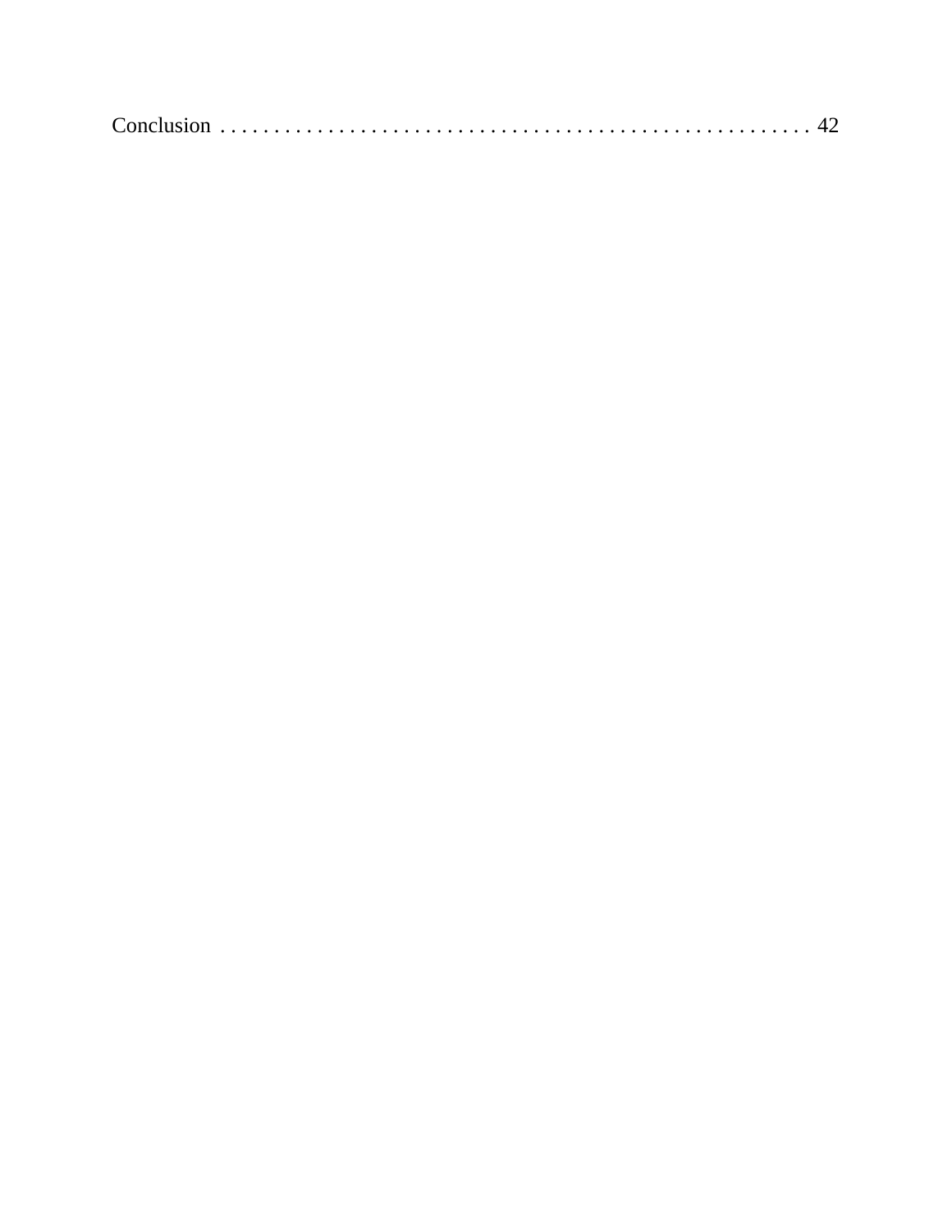Conclusion . . . . . . . . . . . . . . . . . . . . . . . . . . . . . . . . . . . . . . . . . . . . . . . . . . . . . . 42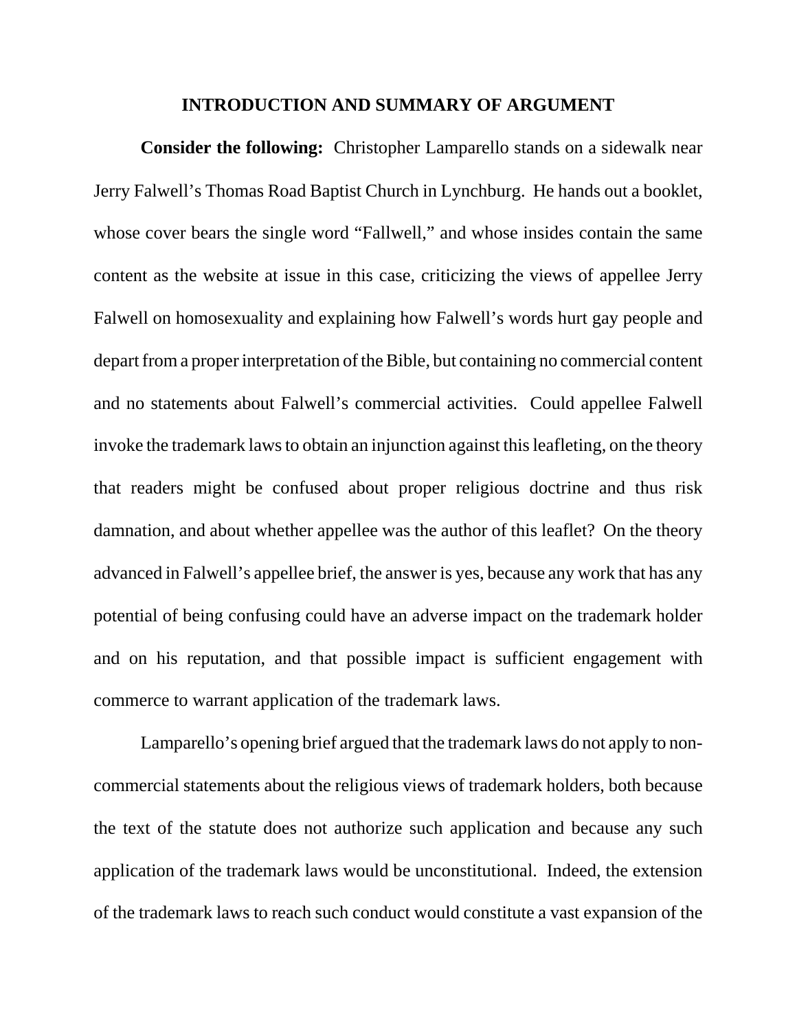## INTRODUCTION AND SUMMARY OF ARGUMENT

**Consider the following:** Christopher Lamparello stands on a sidewalk near Jerry Falwell's Thomas Road Baptist Church in Lynchburg. He hands out a booklet, whose cover bears the single word "Fallwell," and whose insides contain the same content as the website at issue in this case, criticizing the views of appellee Jerry Falwell on homosexuality and explaining how Falwell's words hurt gay people and depart from a proper interpretation of the Bible, but containing no commercial content and no statements about Falwell's commercial activities. Could appellee Falwell invoke the trademark laws to obtain an injunction against this leafleting, on the theory that readers might be confused about proper religious doctrine and thus risk damnation, and about whether appellee was the author of this leaflet? On the theory advanced in Falwell's appellee brief, the answer is yes, because any work that has any potential of being confusing could have an adverse impact on the trademark holder and on his reputation, and that possible impact is sufficient engagement with commerce to warrant application of the trademark laws.

Lamparello's opening brief argued that the trademark laws do not apply to non-commercial statements about the religious views of trademark holders, both because the text of the statute does not authorize such application and because any such application of the trademark laws would be unconstitutional. Indeed, the extension of the trademark laws to reach such conduct would constitute a vast expansion of the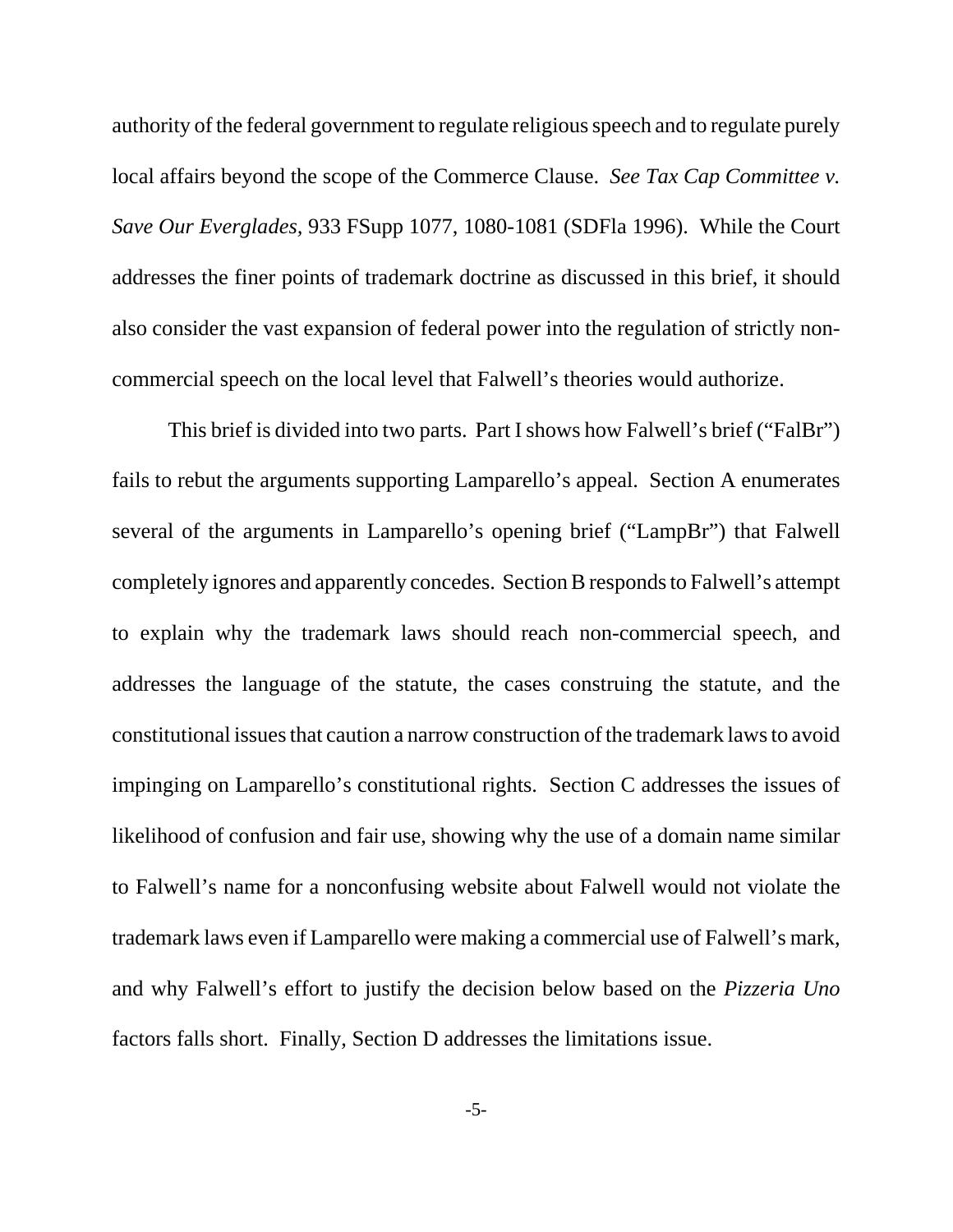authority of the federal government to regulate religious speech and to regulate purely local affairs beyond the scope of the Commerce Clause. *See Tax Cap Committee v. Save Our Everglades*, 933 FSupp 1077, 1080-1081 (SDFla 1996). While the Court addresses the finer points of trademark doctrine as discussed in this brief, it should also consider the vast expansion of federal power into the regulation of strictly non-commercial speech on the local level that Falwell's theories would authorize.

This brief is divided into two parts. Part I shows how Falwell's brief ("FalBr") fails to rebut the arguments supporting Lamparello's appeal. Section A enumerates several of the arguments in Lamparello's opening brief ("LampBr") that Falwell completely ignores and apparently concedes. Section B responds to Falwell's attempt to explain why the trademark laws should reach non-commercial speech, and addresses the language of the statute, the cases construing the statute, and the constitutional issues that caution a narrow construction of the trademark laws to avoid impinging on Lamparello's constitutional rights. Section C addresses the issues of likelihood of confusion and fair use, showing why the use of a domain name similar to Falwell's name for a nonconfusing website about Falwell would not violate the trademark laws even if Lamparello were making a commercial use of Falwell's mark, and why Falwell's effort to justify the decision below based on the *Pizzeria Uno* factors falls short. Finally, Section D addresses the limitations issue.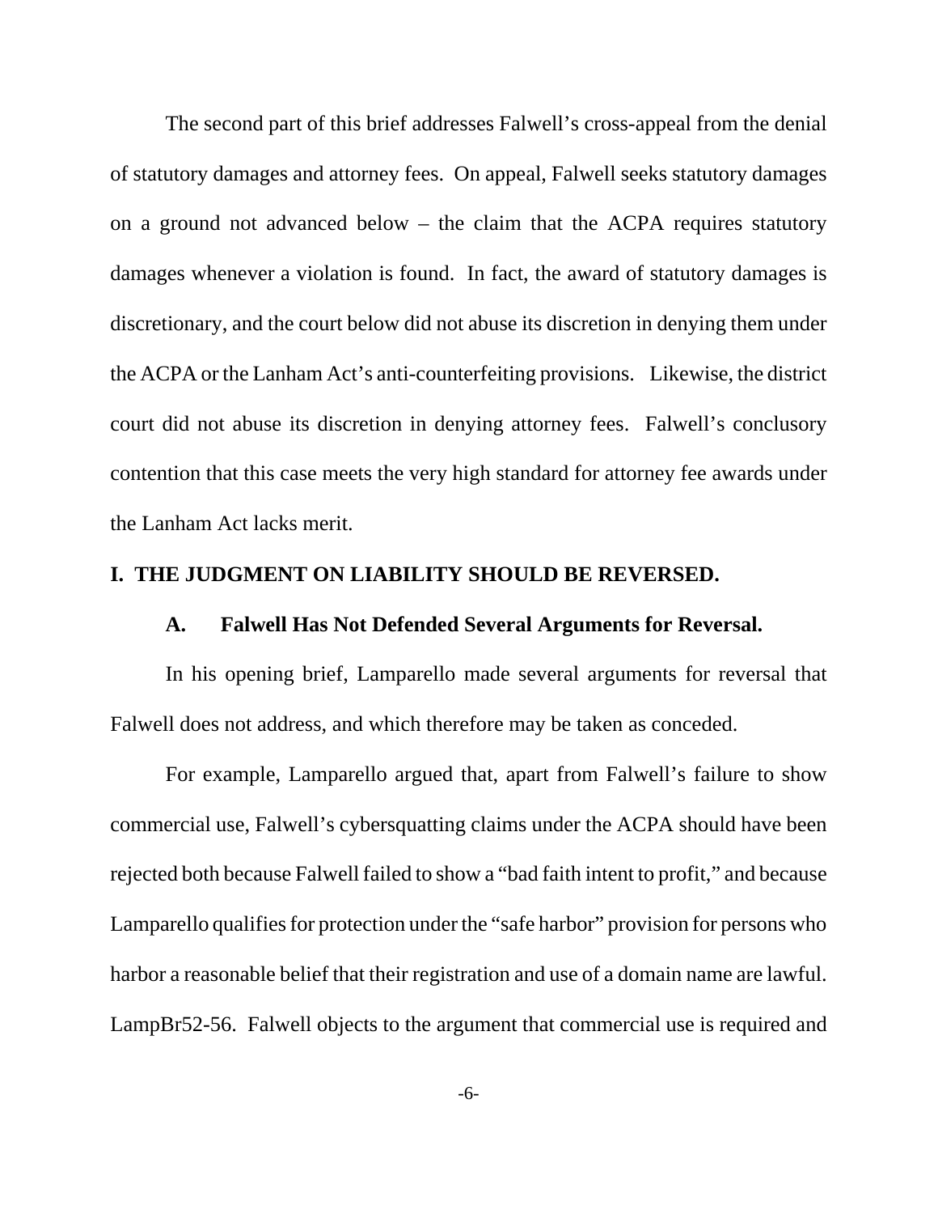The second part of this brief addresses Falwell's cross-appeal from the denial of statutory damages and attorney fees. On appeal, Falwell seeks statutory damages on a ground not advanced below – the claim that the ACPA requires statutory damages whenever a violation is found. In fact, the award of statutory damages is discretionary, and the court below did not abuse its discretion in denying them under the ACPA or the Lanham Act's anti-counterfeiting provisions. Likewise, the district court did not abuse its discretion in denying attorney fees. Falwell's conclusory contention that this case meets the very high standard for attorney fee awards under the Lanham Act lacks merit.

## I. THE JUDGMENT ON LIABILITY SHOULD BE REVERSED.

### A. Falwell Has Not Defended Several Arguments for Reversal.

In his opening brief, Lamparello made several arguments for reversal that Falwell does not address, and which therefore may be taken as conceded.

For example, Lamparello argued that, apart from Falwell's failure to show commercial use, Falwell's cybersquatting claims under the ACPA should have been rejected both because Falwell failed to show a "bad faith intent to profit," and because Lamparello qualifies for protection under the "safe harbor" provision for persons who harbor a reasonable belief that their registration and use of a domain name are lawful. LampBr52-56. Falwell objects to the argument that commercial use is required and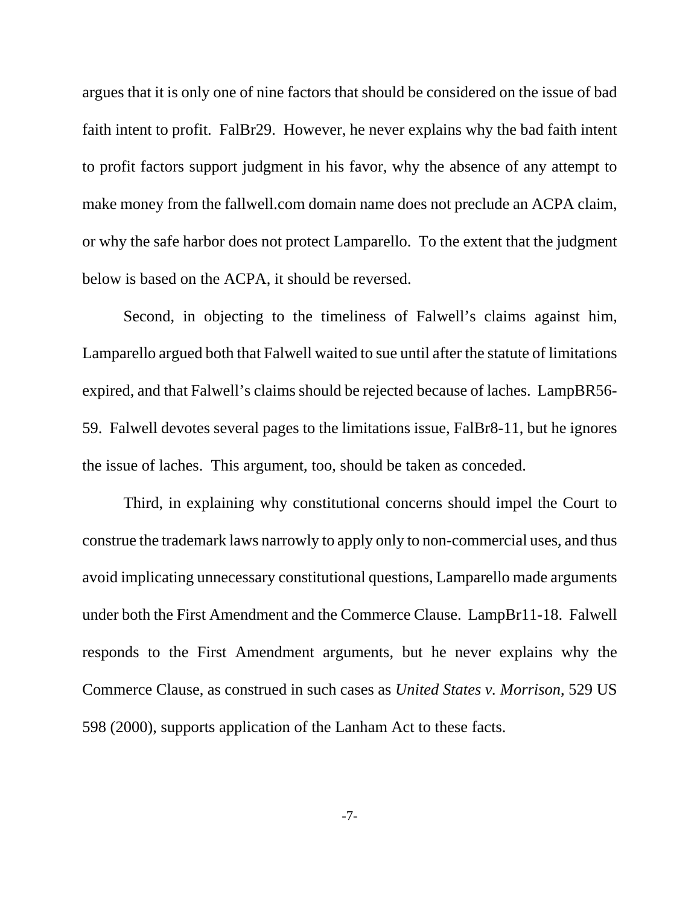argues that it is only one of nine factors that should be considered on the issue of bad faith intent to profit. FalBr29. However, he never explains why the bad faith intent to profit factors support judgment in his favor, why the absence of any attempt to make money from the fallwell.com domain name does not preclude an ACPA claim, or why the safe harbor does not protect Lamparello. To the extent that the judgment below is based on the ACPA, it should be reversed.

Second, in objecting to the timeliness of Falwell's claims against him, Lamparello argued both that Falwell waited to sue until after the statute of limitations expired, and that Falwell's claims should be rejected because of laches. LampBR56-59. Falwell devotes several pages to the limitations issue, FalBr8-11, but he ignores the issue of laches. This argument, too, should be taken as conceded.

Third, in explaining why constitutional concerns should impel the Court to construe the trademark laws narrowly to apply only to non-commercial uses, and thus avoid implicating unnecessary constitutional questions, Lamparello made arguments under both the First Amendment and the Commerce Clause. LampBr11-18. Falwell responds to the First Amendment arguments, but he never explains why the Commerce Clause, as construed in such cases as *United States v. Morrison*, 529 US 598 (2000), supports application of the Lanham Act to these facts.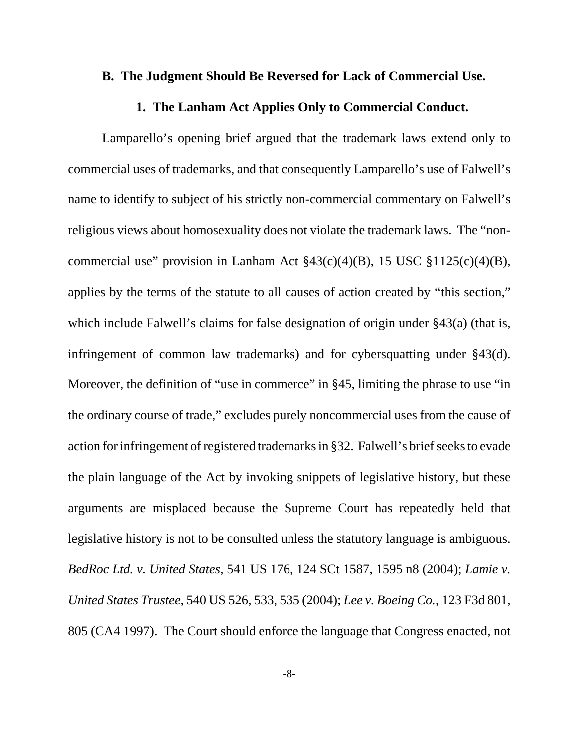### B. The Judgment Should Be Reversed for Lack of Commercial Use.

#### 1. The Lanham Act Applies Only to Commercial Conduct.

Lamparello's opening brief argued that the trademark laws extend only to commercial uses of trademarks, and that consequently Lamparello's use of Falwell's name to identify to subject of his strictly non-commercial commentary on Falwell's religious views about homosexuality does not violate the trademark laws. The "non-commercial use" provision in Lanham Act §43(c)(4)(B), 15 USC §1125(c)(4)(B), applies by the terms of the statute to all causes of action created by "this section," which include Falwell's claims for false designation of origin under §43(a) (that is, infringement of common law trademarks) and for cybersquatting under §43(d). Moreover, the definition of "use in commerce" in §45, limiting the phrase to use "in the ordinary course of trade," excludes purely noncommercial uses from the cause of action for infringement of registered trademarks in §32. Falwell's brief seeks to evade the plain language of the Act by invoking snippets of legislative history, but these arguments are misplaced because the Supreme Court has repeatedly held that legislative history is not to be consulted unless the statutory language is ambiguous. *BedRoc Ltd. v. United States*, 541 US 176, 124 SCt 1587, 1595 n8 (2004); *Lamie v. United States Trustee*, 540 US 526, 533, 535 (2004); *Lee v. Boeing Co.*, 123 F3d 801, 805 (CA4 1997). The Court should enforce the language that Congress enacted, not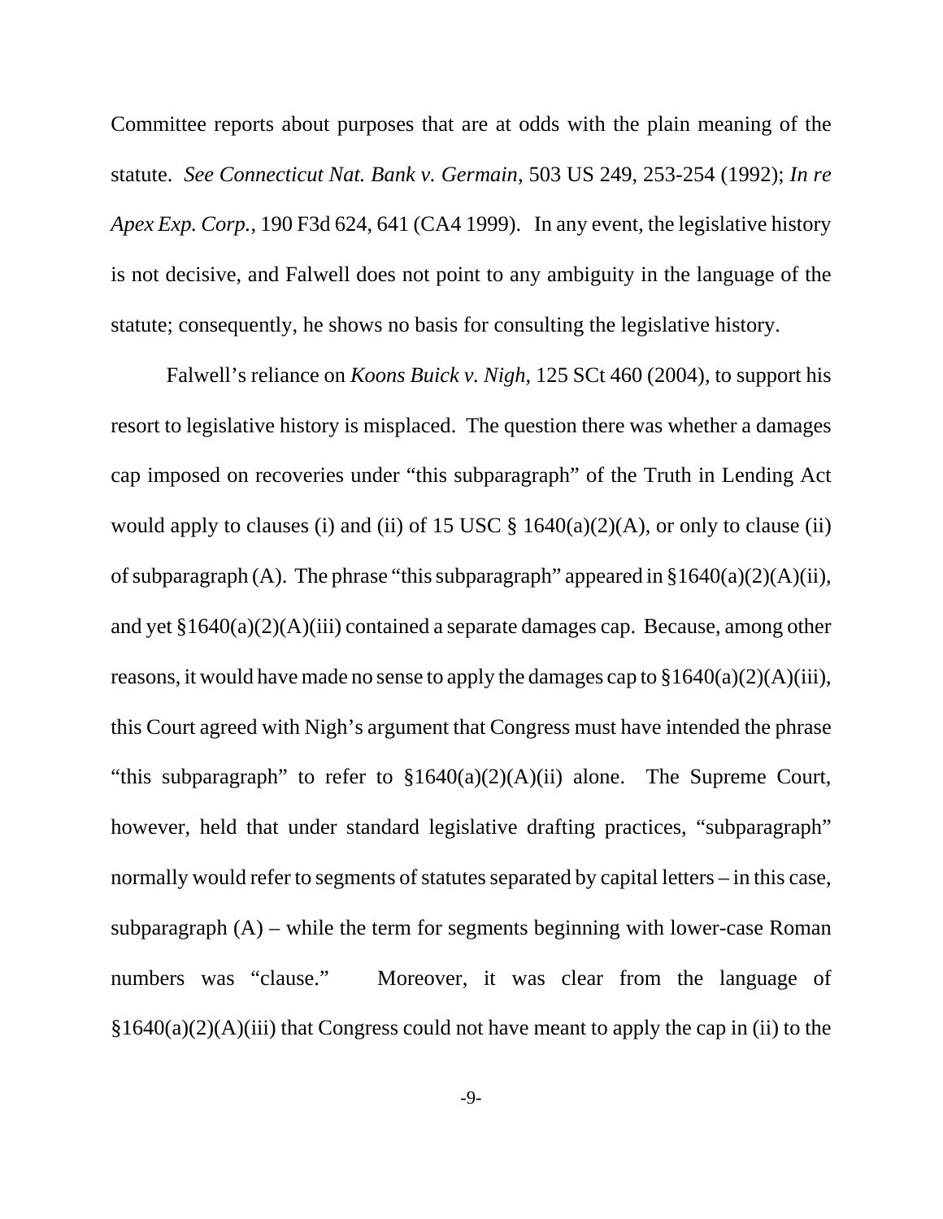Committee reports about purposes that are at odds with the plain meaning of the statute. *See Connecticut Nat. Bank v. Germain*, 503 US 249, 253-254 (1992); *In re Apex Exp. Corp.*, 190 F3d 624, 641 (CA4 1999). In any event, the legislative history is not decisive, and Falwell does not point to any ambiguity in the language of the statute; consequently, he shows no basis for consulting the legislative history.

Falwell's reliance on *Koons Buick v. Nigh*, 125 SCt 460 (2004), to support his resort to legislative history is misplaced. The question there was whether a damages cap imposed on recoveries under "this subparagraph" of the Truth in Lending Act would apply to clauses (i) and (ii) of 15 USC § 1640(a)(2)(A), or only to clause (ii) of subparagraph (A). The phrase "this subparagraph" appeared in §1640(a)(2)(A)(ii), and yet §1640(a)(2)(A)(iii) contained a separate damages cap. Because, among other reasons, it would have made no sense to apply the damages cap to §1640(a)(2)(A)(iii), this Court agreed with Nigh's argument that Congress must have intended the phrase "this subparagraph" to refer to §1640(a)(2)(A)(ii) alone. The Supreme Court, however, held that under standard legislative drafting practices, "subparagraph" normally would refer to segments of statutes separated by capital letters – in this case, subparagraph (A) – while the term for segments beginning with lower-case Roman numbers was "clause." Moreover, it was clear from the language of §1640(a)(2)(A)(iii) that Congress could not have meant to apply the cap in (ii) to the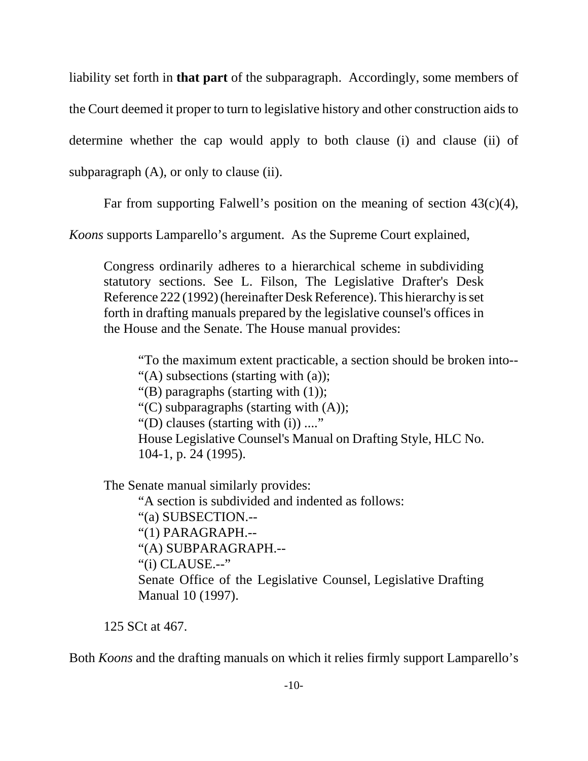liability set forth in **that part** of the subparagraph. Accordingly, some members of the Court deemed it proper to turn to legislative history and other construction aids to determine whether the cap would apply to both clause (i) and clause (ii) of subparagraph (A), or only to clause (ii).

Far from supporting Falwell's position on the meaning of section 43(c)(4), *Koons* supports Lamparello's argument. As the Supreme Court explained,

> Congress ordinarily adheres to a hierarchical scheme in subdividing statutory sections. See L. Filson, The Legislative Drafter's Desk Reference 222 (1992) (hereinafter Desk Reference). This hierarchy is set forth in drafting manuals prepared by the legislative counsel's offices in the House and the Senate. The House manual provides:
>
> > "To the maximum extent practicable, a section should be broken into--
> > "(A) subsections (starting with (a));
> > "(B) paragraphs (starting with (1));
> > "(C) subparagraphs (starting with (A));
> > "(D) clauses (starting with (i)) ...."
> > House Legislative Counsel's Manual on Drafting Style, HLC No. 104-1, p. 24 (1995).
>
> The Senate manual similarly provides:
>
> > "A section is subdivided and indented as follows:
> > "(a) SUBSECTION.--
> > "(1) PARAGRAPH.--
> > "(A) SUBPARAGRAPH.--
> > "(i) CLAUSE.--"
> > Senate Office of the Legislative Counsel, Legislative Drafting Manual 10 (1997).
>
> 125 SCt at 467.

Both *Koons* and the drafting manuals on which it relies firmly support Lamparello's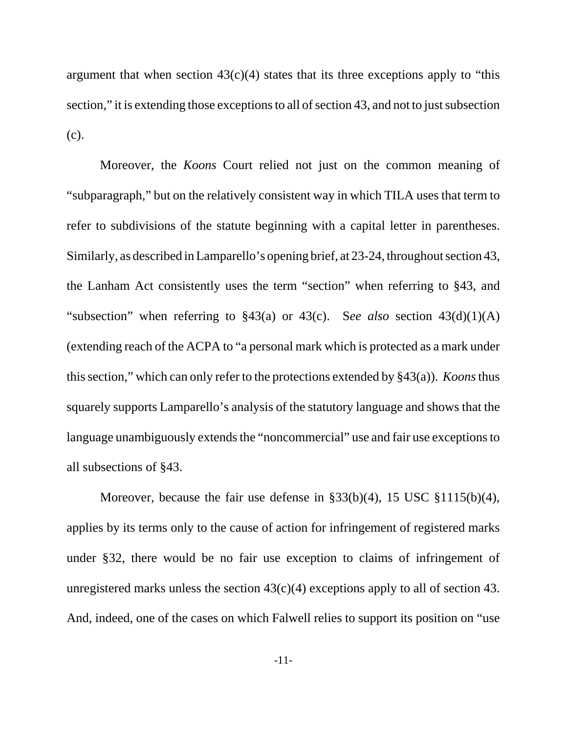argument that when section 43(c)(4) states that its three exceptions apply to "this section," it is extending those exceptions to all of section 43, and not to just subsection (c).

Moreover, the *Koons* Court relied not just on the common meaning of "subparagraph," but on the relatively consistent way in which TILA uses that term to refer to subdivisions of the statute beginning with a capital letter in parentheses. Similarly, as described in Lamparello's opening brief, at 23-24, throughout section 43, the Lanham Act consistently uses the term "section" when referring to §43, and "subsection" when referring to §43(a) or 43(c). S*ee also* section 43(d)(1)(A) (extending reach of the ACPA to "a personal mark which is protected as a mark under this section," which can only refer to the protections extended by §43(a)). *Koons* thus squarely supports Lamparello's analysis of the statutory language and shows that the language unambiguously extends the "noncommercial" use and fair use exceptions to all subsections of §43.

Moreover, because the fair use defense in §33(b)(4), 15 USC §1115(b)(4), applies by its terms only to the cause of action for infringement of registered marks under §32, there would be no fair use exception to claims of infringement of unregistered marks unless the section 43(c)(4) exceptions apply to all of section 43. And, indeed, one of the cases on which Falwell relies to support its position on "use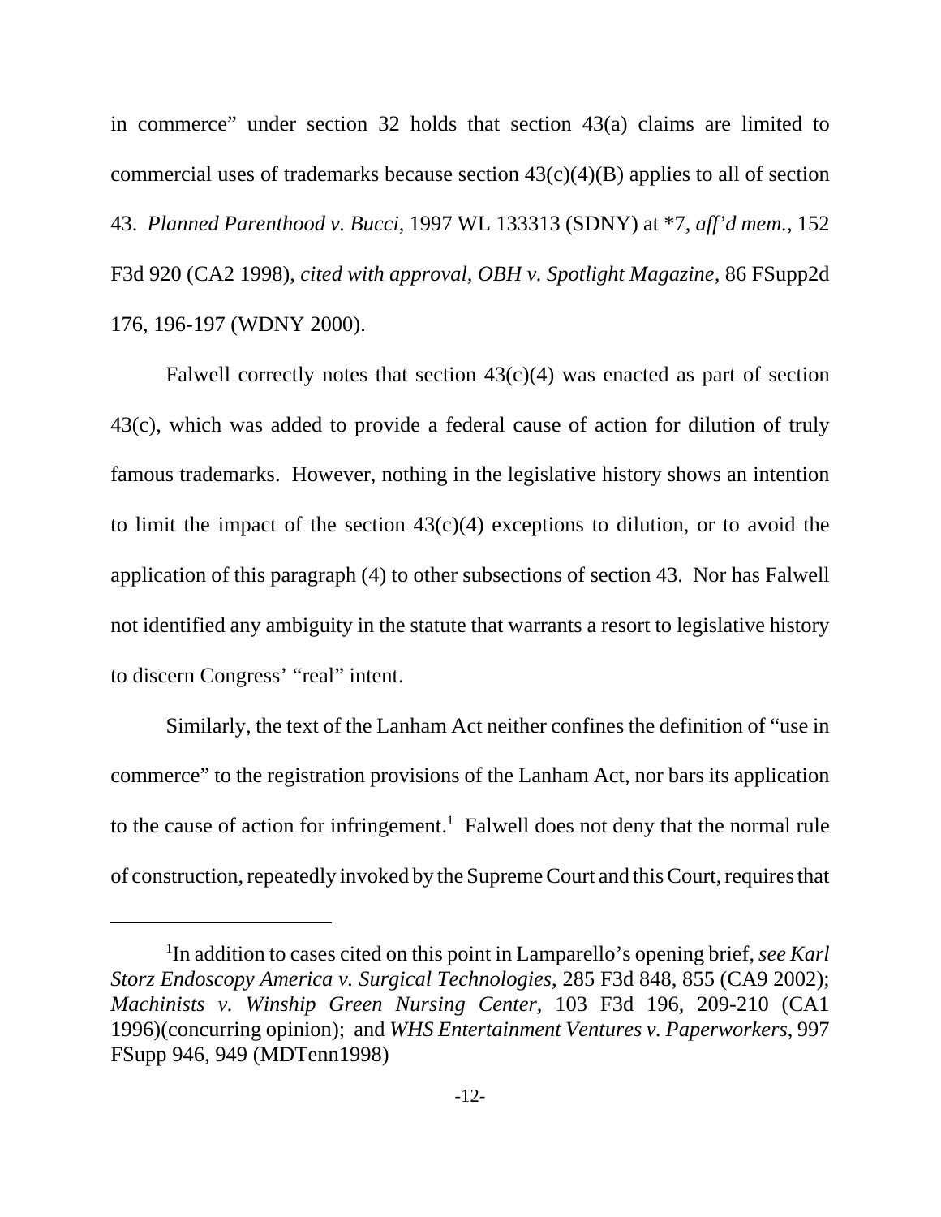in commerce" under section 32 holds that section 43(a) claims are limited to commercial uses of trademarks because section 43(c)(4)(B) applies to all of section 43. *Planned Parenthood v. Bucci*, 1997 WL 133313 (SDNY) at *7, *aff'd mem.,* 152 F3d 920 (CA2 1998), *cited with approval, OBH v. Spotlight Magazine,* 86 FSupp2d 176, 196-197 (WDNY 2000).

Falwell correctly notes that section 43(c)(4) was enacted as part of section 43(c), which was added to provide a federal cause of action for dilution of truly famous trademarks. However, nothing in the legislative history shows an intention to limit the impact of the section 43(c)(4) exceptions to dilution, or to avoid the application of this paragraph (4) to other subsections of section 43. Nor has Falwell not identified any ambiguity in the statute that warrants a resort to legislative history to discern Congress' "real" intent.

Similarly, the text of the Lanham Act neither confines the definition of "use in commerce" to the registration provisions of the Lanham Act, nor bars its application to the cause of action for infringement.[1] Falwell does not deny that the normal rule of construction, repeatedly invoked by the Supreme Court and this Court, requires that

---

[1]In addition to cases cited on this point in Lamparello's opening brief, *see Karl Storz Endoscopy America v. Surgical Technologies*, 285 F3d 848, 855 (CA9 2002); *Machinists v. Winship Green Nursing Center*, 103 F3d 196, 209-210 (CA1 1996)(concurring opinion); and *WHS Entertainment Ventures v. Paperworkers*, 997 FSupp 946, 949 (MDTenn1998)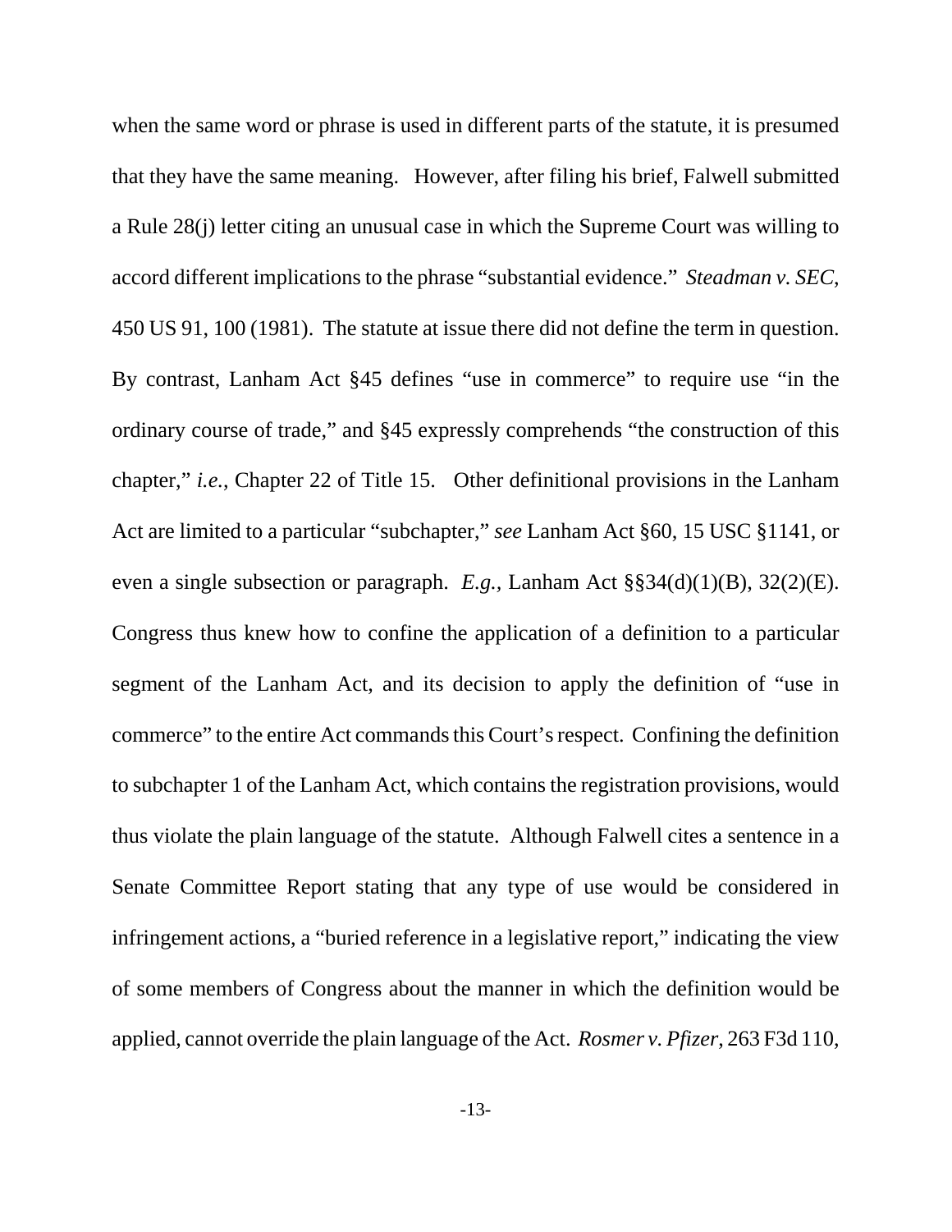when the same word or phrase is used in different parts of the statute, it is presumed that they have the same meaning. However, after filing his brief, Falwell submitted a Rule 28(j) letter citing an unusual case in which the Supreme Court was willing to accord different implications to the phrase "substantial evidence." *Steadman v. SEC*, 450 US 91, 100 (1981). The statute at issue there did not define the term in question. By contrast, Lanham Act §45 defines "use in commerce" to require use "in the ordinary course of trade," and §45 expressly comprehends "the construction of this chapter," *i.e.*, Chapter 22 of Title 15. Other definitional provisions in the Lanham Act are limited to a particular "subchapter," *see* Lanham Act §60, 15 USC §1141, or even a single subsection or paragraph. *E.g.*, Lanham Act §§34(d)(1)(B), 32(2)(E). Congress thus knew how to confine the application of a definition to a particular segment of the Lanham Act, and its decision to apply the definition of "use in commerce" to the entire Act commands this Court's respect. Confining the definition to subchapter 1 of the Lanham Act, which contains the registration provisions, would thus violate the plain language of the statute. Although Falwell cites a sentence in a Senate Committee Report stating that any type of use would be considered in infringement actions, a "buried reference in a legislative report," indicating the view of some members of Congress about the manner in which the definition would be applied, cannot override the plain language of the Act. *Rosmer v. Pfizer*, 263 F3d 110,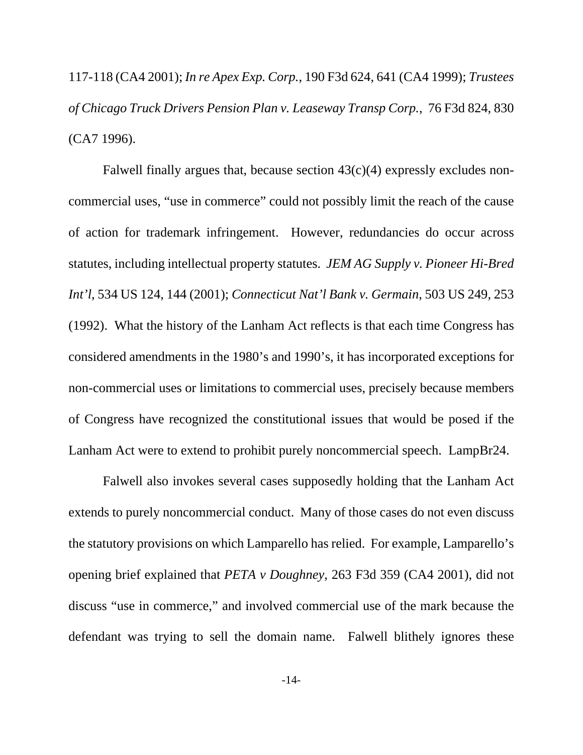117-118 (CA4 2001); *In re Apex Exp. Corp.*, 190 F3d 624, 641 (CA4 1999); *Trustees of Chicago Truck Drivers Pension Plan v. Leaseway Transp Corp.*, 76 F3d 824, 830 (CA7 1996).

Falwell finally argues that, because section 43(c)(4) expressly excludes non-commercial uses, "use in commerce" could not possibly limit the reach of the cause of action for trademark infringement. However, redundancies do occur across statutes, including intellectual property statutes. *JEM AG Supply v. Pioneer Hi-Bred Int'l*, 534 US 124, 144 (2001); *Connecticut Nat'l Bank v. Germain*, 503 US 249, 253 (1992). What the history of the Lanham Act reflects is that each time Congress has considered amendments in the 1980's and 1990's, it has incorporated exceptions for non-commercial uses or limitations to commercial uses, precisely because members of Congress have recognized the constitutional issues that would be posed if the Lanham Act were to extend to prohibit purely noncommercial speech. LampBr24.

Falwell also invokes several cases supposedly holding that the Lanham Act extends to purely noncommercial conduct. Many of those cases do not even discuss the statutory provisions on which Lamparello has relied. For example, Lamparello's opening brief explained that *PETA v Doughney*, 263 F3d 359 (CA4 2001), did not discuss "use in commerce," and involved commercial use of the mark because the defendant was trying to sell the domain name. Falwell blithely ignores these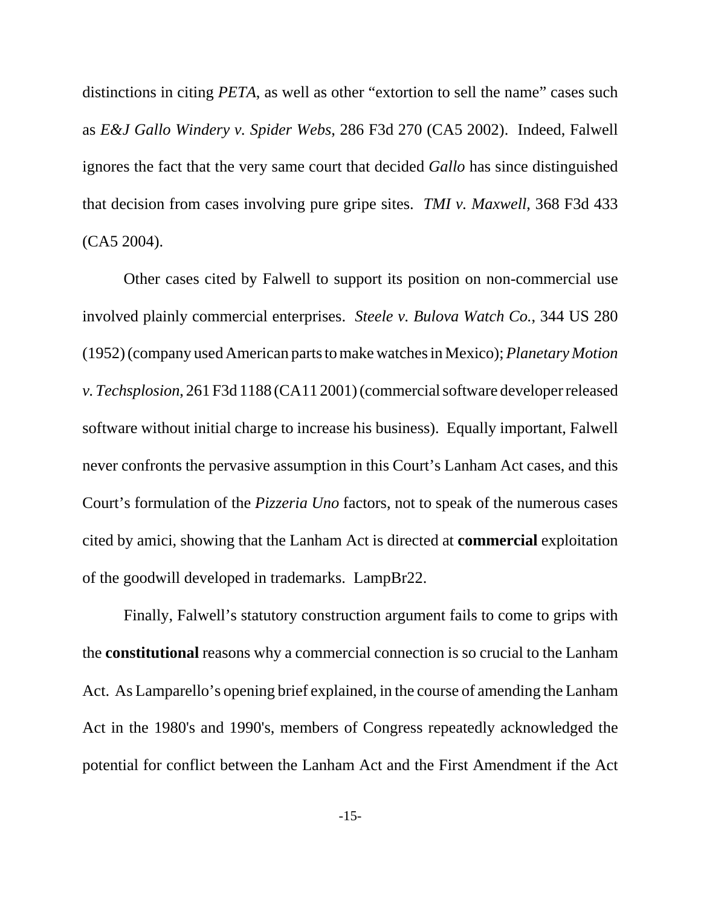distinctions in citing *PETA*, as well as other "extortion to sell the name" cases such as *E&J Gallo Windery v. Spider Webs*, 286 F3d 270 (CA5 2002). Indeed, Falwell ignores the fact that the very same court that decided *Gallo* has since distinguished that decision from cases involving pure gripe sites. *TMI v. Maxwell*, 368 F3d 433 (CA5 2004).

Other cases cited by Falwell to support its position on non-commercial use involved plainly commercial enterprises. *Steele v. Bulova Watch Co.*, 344 US 280 (1952) (company used American parts to make watches in Mexico); *Planetary Motion v. Techsplosion*, 261 F3d 1188 (CA11 2001) (commercial software developer released software without initial charge to increase his business). Equally important, Falwell never confronts the pervasive assumption in this Court's Lanham Act cases, and this Court's formulation of the *Pizzeria Uno* factors, not to speak of the numerous cases cited by amici, showing that the Lanham Act is directed at **commercial** exploitation of the goodwill developed in trademarks. LampBr22.

Finally, Falwell's statutory construction argument fails to come to grips with the **constitutional** reasons why a commercial connection is so crucial to the Lanham Act. As Lamparello's opening brief explained, in the course of amending the Lanham Act in the 1980's and 1990's, members of Congress repeatedly acknowledged the potential for conflict between the Lanham Act and the First Amendment if the Act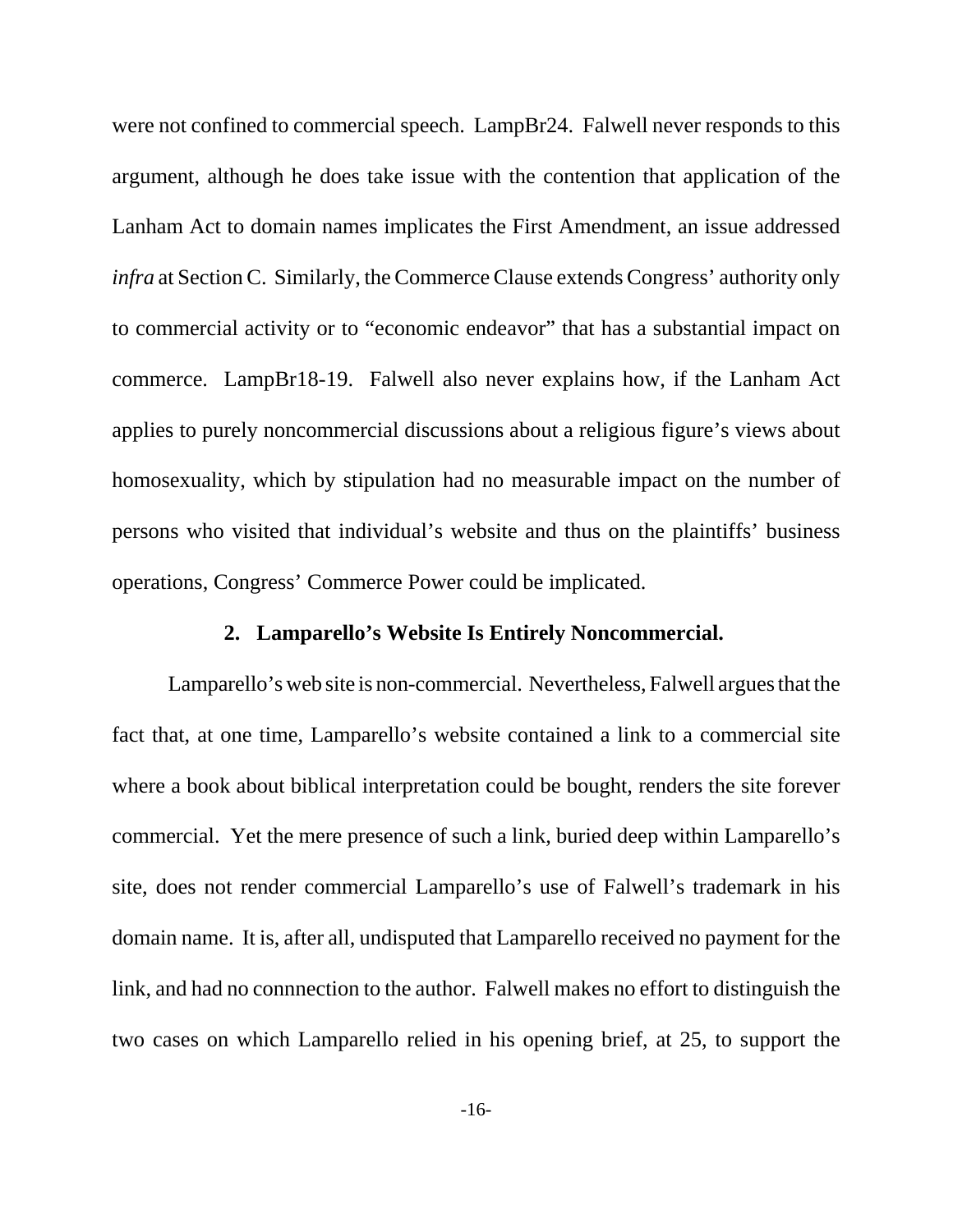were not confined to commercial speech. LampBr24. Falwell never responds to this argument, although he does take issue with the contention that application of the Lanham Act to domain names implicates the First Amendment, an issue addressed *infra* at Section C. Similarly, the Commerce Clause extends Congress' authority only to commercial activity or to "economic endeavor" that has a substantial impact on commerce. LampBr18-19. Falwell also never explains how, if the Lanham Act applies to purely noncommercial discussions about a religious figure's views about homosexuality, which by stipulation had no measurable impact on the number of persons who visited that individual's website and thus on the plaintiffs' business operations, Congress' Commerce Power could be implicated.

### 2. Lamparello's Website Is Entirely Noncommercial.

Lamparello's web site is non-commercial. Nevertheless, Falwell argues that the fact that, at one time, Lamparello's website contained a link to a commercial site where a book about biblical interpretation could be bought, renders the site forever commercial. Yet the mere presence of such a link, buried deep within Lamparello's site, does not render commercial Lamparello's use of Falwell's trademark in his domain name. It is, after all, undisputed that Lamparello received no payment for the link, and had no connnection to the author. Falwell makes no effort to distinguish the two cases on which Lamparello relied in his opening brief, at 25, to support the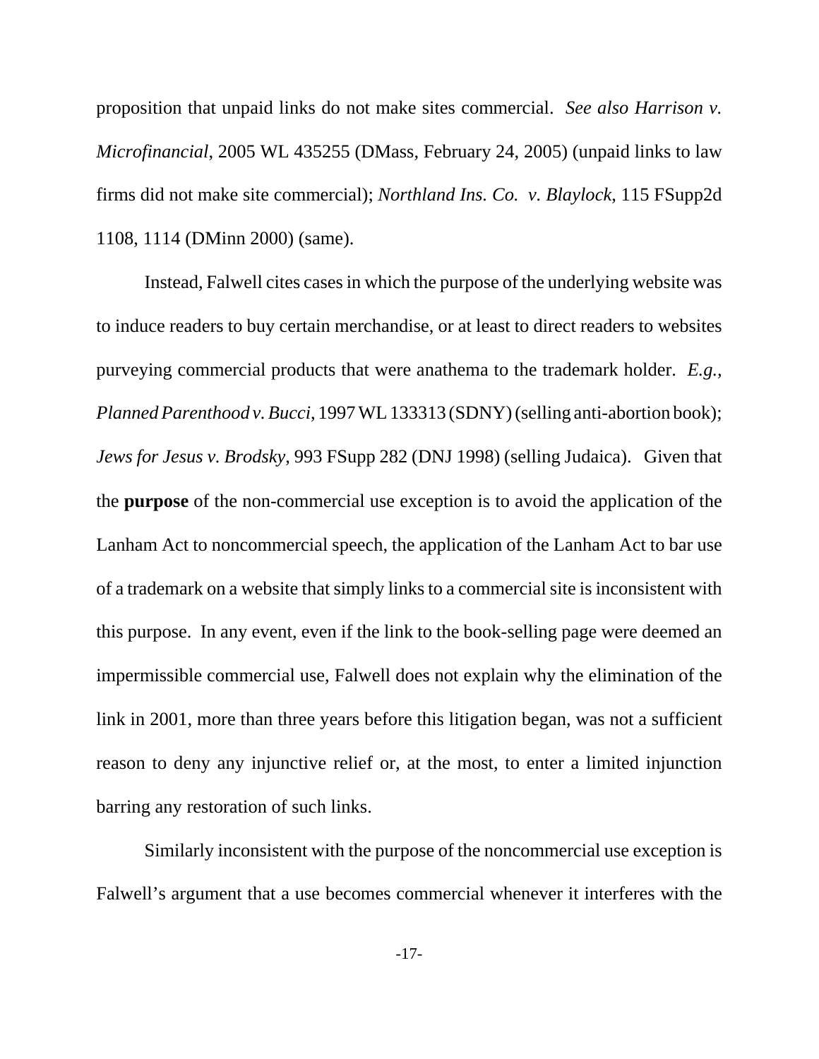proposition that unpaid links do not make sites commercial. *See also Harrison v. Microfinancial*, 2005 WL 435255 (DMass, February 24, 2005) (unpaid links to law firms did not make site commercial); *Northland Ins. Co. v. Blaylock*, 115 FSupp2d 1108, 1114 (DMinn 2000) (same).

Instead, Falwell cites cases in which the purpose of the underlying website was to induce readers to buy certain merchandise, or at least to direct readers to websites purveying commercial products that were anathema to the trademark holder. *E.g., Planned Parenthood v. Bucci*, 1997 WL 133313 (SDNY) (selling anti-abortion book); *Jews for Jesus v. Brodsky*, 993 FSupp 282 (DNJ 1998) (selling Judaica). Given that the **purpose** of the non-commercial use exception is to avoid the application of the Lanham Act to noncommercial speech, the application of the Lanham Act to bar use of a trademark on a website that simply links to a commercial site is inconsistent with this purpose. In any event, even if the link to the book-selling page were deemed an impermissible commercial use, Falwell does not explain why the elimination of the link in 2001, more than three years before this litigation began, was not a sufficient reason to deny any injunctive relief or, at the most, to enter a limited injunction barring any restoration of such links.

Similarly inconsistent with the purpose of the noncommercial use exception is Falwell's argument that a use becomes commercial whenever it interferes with the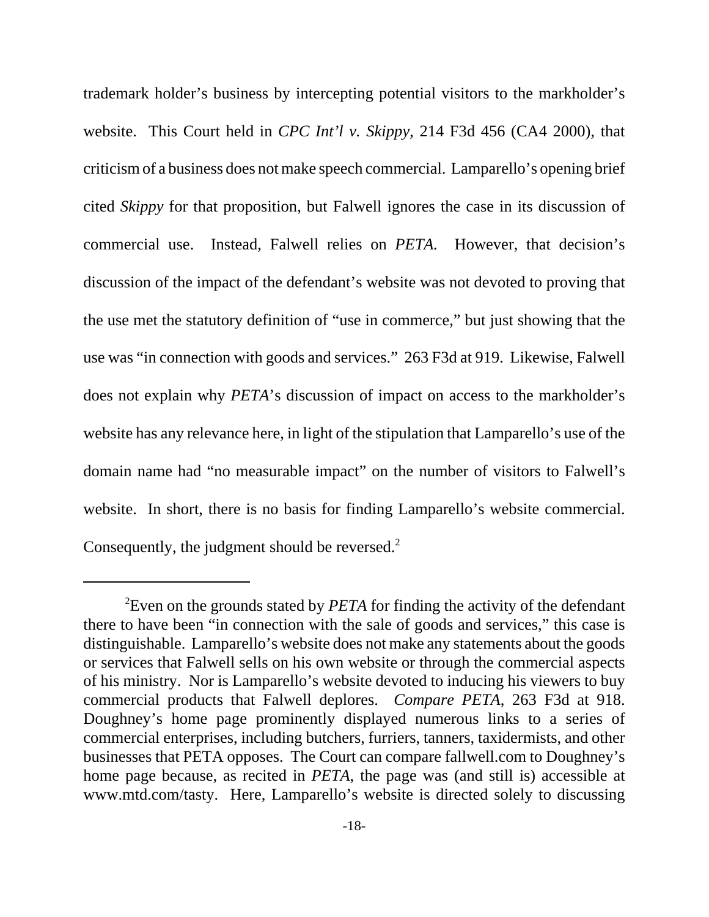trademark holder's business by intercepting potential visitors to the markholder's website. This Court held in *CPC Int'l v. Skippy*, 214 F3d 456 (CA4 2000), that criticism of a business does not make speech commercial. Lamparello's opening brief cited *Skippy* for that proposition, but Falwell ignores the case in its discussion of commercial use. Instead, Falwell relies on *PETA.* However, that decision's discussion of the impact of the defendant's website was not devoted to proving that the use met the statutory definition of "use in commerce," but just showing that the use was "in connection with goods and services." 263 F3d at 919. Likewise, Falwell does not explain why *PETA*'s discussion of impact on access to the markholder's website has any relevance here, in light of the stipulation that Lamparello's use of the domain name had "no measurable impact" on the number of visitors to Falwell's website. In short, there is no basis for finding Lamparello's website commercial. Consequently, the judgment should be reversed.[2]

---

[2]Even on the grounds stated by *PETA* for finding the activity of the defendant there to have been "in connection with the sale of goods and services," this case is distinguishable. Lamparello's website does not make any statements about the goods or services that Falwell sells on his own website or through the commercial aspects of his ministry. Nor is Lamparello's website devoted to inducing his viewers to buy commercial products that Falwell deplores. *Compare PETA*, 263 F3d at 918. Doughney's home page prominently displayed numerous links to a series of commercial enterprises, including butchers, furriers, tanners, taxidermists, and other businesses that PETA opposes. The Court can compare fallwell.com to Doughney's home page because, as recited in *PETA*, the page was (and still is) accessible at www.mtd.com/tasty. Here, Lamparello's website is directed solely to discussing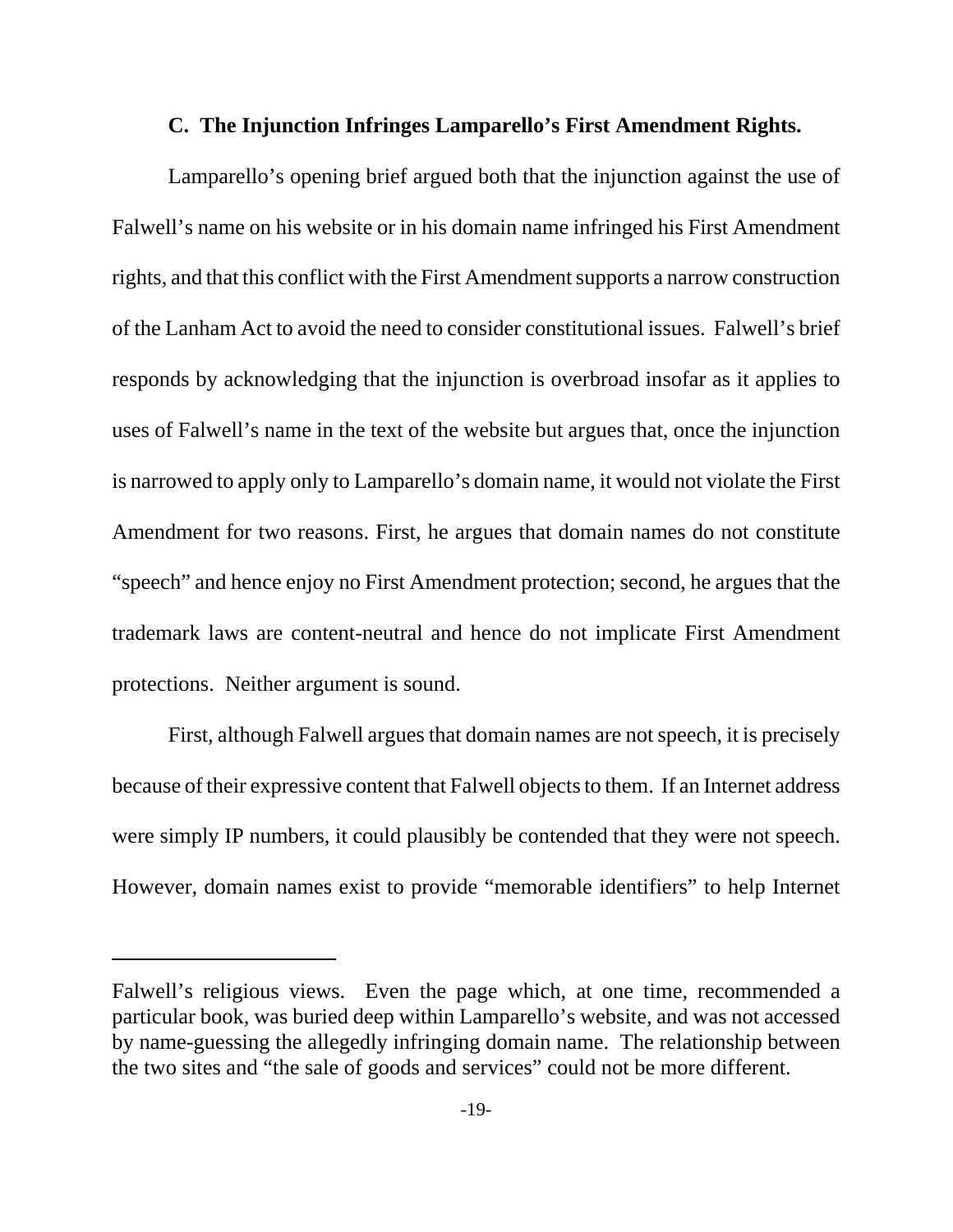### C. The Injunction Infringes Lamparello's First Amendment Rights.

Lamparello's opening brief argued both that the injunction against the use of Falwell's name on his website or in his domain name infringed his First Amendment rights, and that this conflict with the First Amendment supports a narrow construction of the Lanham Act to avoid the need to consider constitutional issues. Falwell's brief responds by acknowledging that the injunction is overbroad insofar as it applies to uses of Falwell's name in the text of the website but argues that, once the injunction is narrowed to apply only to Lamparello's domain name, it would not violate the First Amendment for two reasons. First, he argues that domain names do not constitute "speech" and hence enjoy no First Amendment protection; second, he argues that the trademark laws are content-neutral and hence do not implicate First Amendment protections. Neither argument is sound.

First, although Falwell argues that domain names are not speech, it is precisely because of their expressive content that Falwell objects to them. If an Internet address were simply IP numbers, it could plausibly be contended that they were not speech. However, domain names exist to provide "memorable identifiers" to help Internet

---

Falwell's religious views. Even the page which, at one time, recommended a particular book, was buried deep within Lamparello's website, and was not accessed by name-guessing the allegedly infringing domain name. The relationship between the two sites and "the sale of goods and services" could not be more different.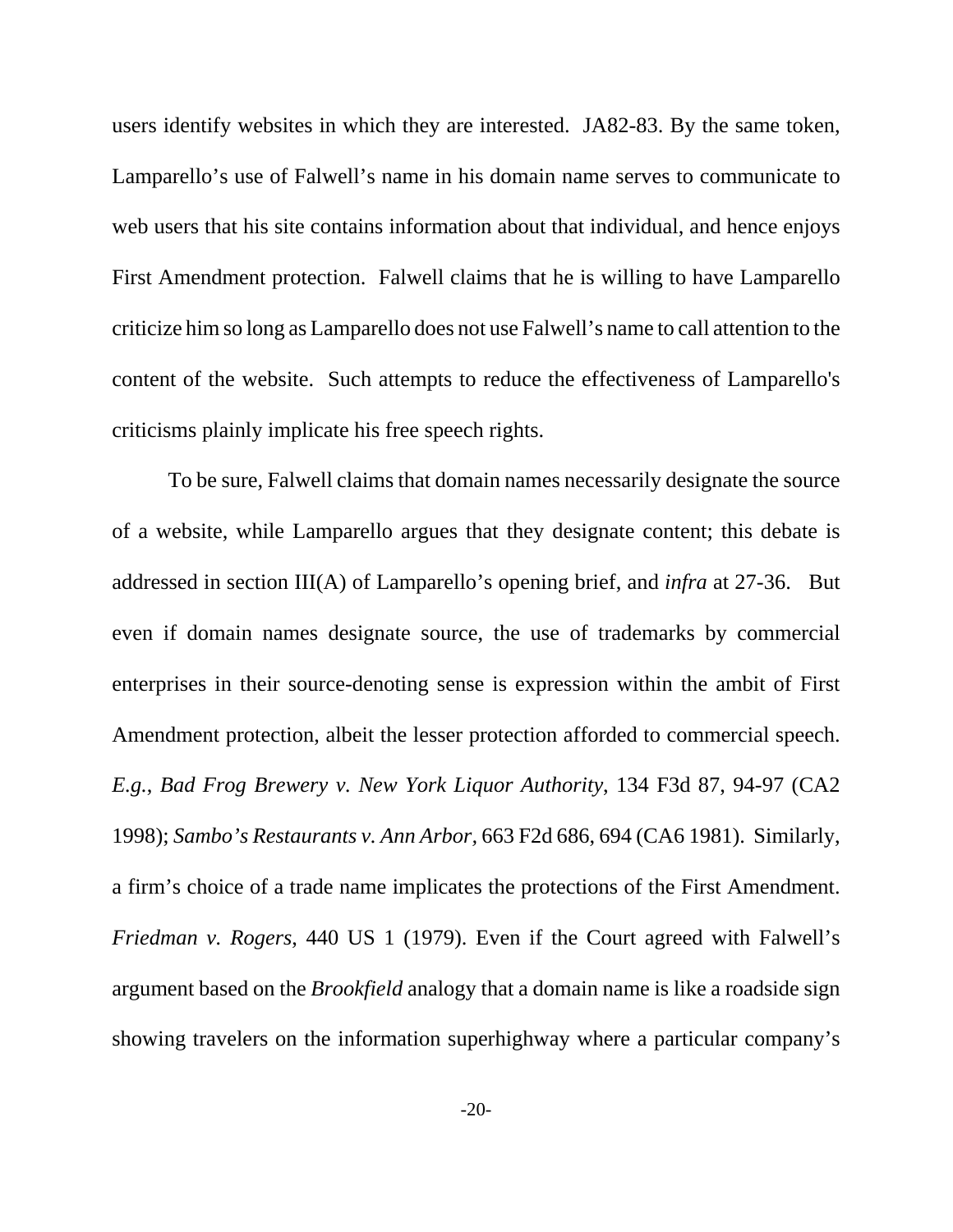users identify websites in which they are interested. JA82-83. By the same token, Lamparello's use of Falwell's name in his domain name serves to communicate to web users that his site contains information about that individual, and hence enjoys First Amendment protection. Falwell claims that he is willing to have Lamparello criticize him so long as Lamparello does not use Falwell's name to call attention to the content of the website. Such attempts to reduce the effectiveness of Lamparello's criticisms plainly implicate his free speech rights.

To be sure, Falwell claims that domain names necessarily designate the source of a website, while Lamparello argues that they designate content; this debate is addressed in section III(A) of Lamparello's opening brief, and *infra* at 27-36. But even if domain names designate source, the use of trademarks by commercial enterprises in their source-denoting sense is expression within the ambit of First Amendment protection, albeit the lesser protection afforded to commercial speech. *E.g.*, *Bad Frog Brewery v. New York Liquor Authority*, 134 F3d 87, 94-97 (CA2 1998); *Sambo's Restaurants v. Ann Arbor*, 663 F2d 686, 694 (CA6 1981). Similarly, a firm's choice of a trade name implicates the protections of the First Amendment. *Friedman v. Rogers*, 440 US 1 (1979). Even if the Court agreed with Falwell's argument based on the *Brookfield* analogy that a domain name is like a roadside sign showing travelers on the information superhighway where a particular company's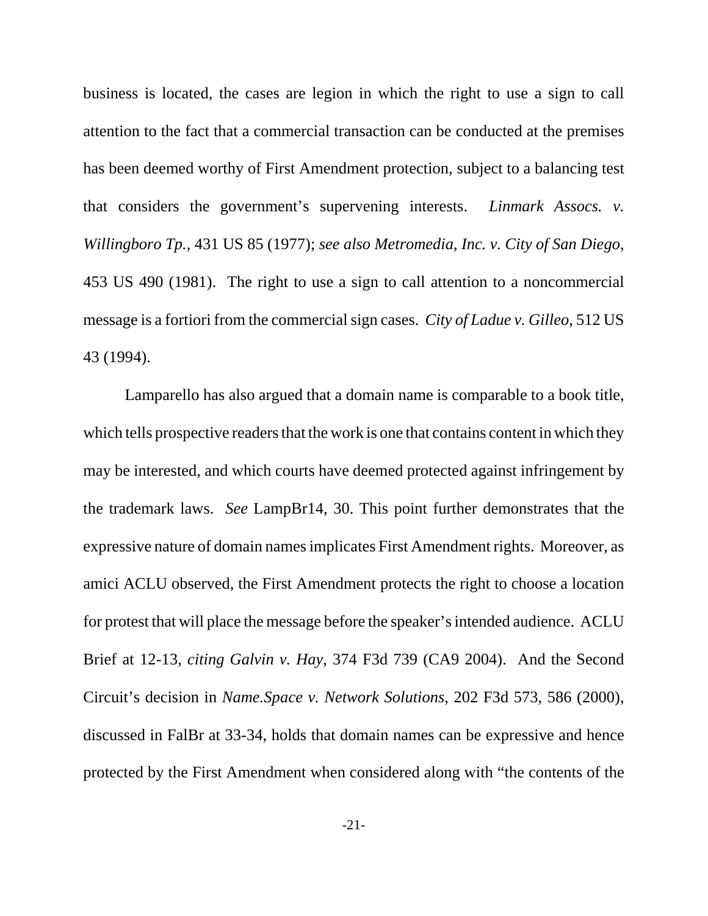business is located, the cases are legion in which the right to use a sign to call attention to the fact that a commercial transaction can be conducted at the premises has been deemed worthy of First Amendment protection, subject to a balancing test that considers the government's supervening interests. *Linmark Assocs. v. Willingboro Tp.*, 431 US 85 (1977); *see also Metromedia, Inc. v. City of San Diego*, 453 US 490 (1981). The right to use a sign to call attention to a noncommercial message is a fortiori from the commercial sign cases. *City of Ladue v. Gilleo*, 512 US 43 (1994).

Lamparello has also argued that a domain name is comparable to a book title, which tells prospective readers that the work is one that contains content in which they may be interested, and which courts have deemed protected against infringement by the trademark laws. *See* LampBr14, 30. This point further demonstrates that the expressive nature of domain names implicates First Amendment rights. Moreover, as amici ACLU observed, the First Amendment protects the right to choose a location for protest that will place the message before the speaker's intended audience. ACLU Brief at 12-13, *citing Galvin v. Hay*, 374 F3d 739 (CA9 2004). And the Second Circuit's decision in *Name.Space v. Network Solutions*, 202 F3d 573, 586 (2000), discussed in FalBr at 33-34, holds that domain names can be expressive and hence protected by the First Amendment when considered along with "the contents of the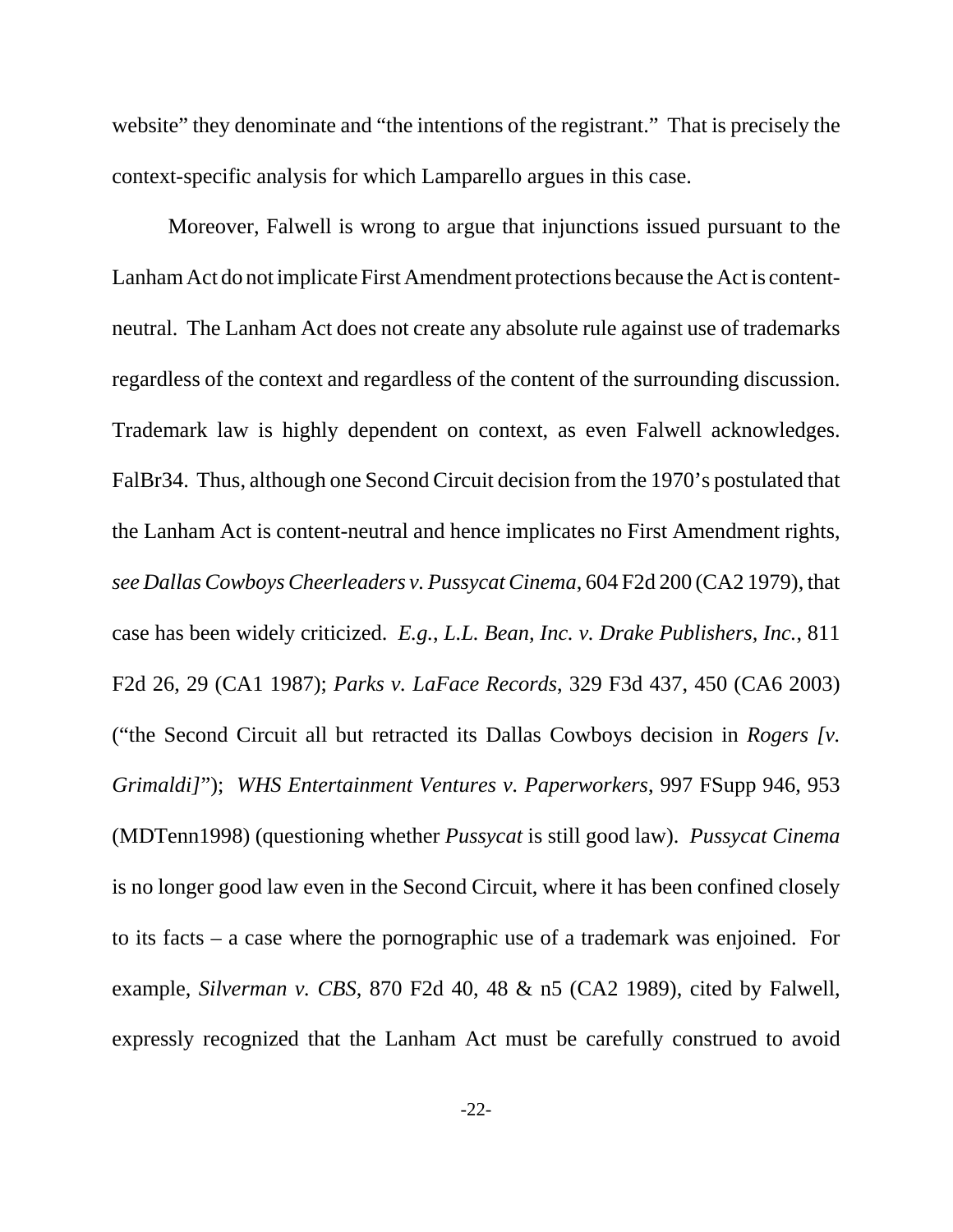website" they denominate and "the intentions of the registrant." That is precisely the context-specific analysis for which Lamparello argues in this case.

Moreover, Falwell is wrong to argue that injunctions issued pursuant to the Lanham Act do not implicate First Amendment protections because the Act is content-neutral. The Lanham Act does not create any absolute rule against use of trademarks regardless of the context and regardless of the content of the surrounding discussion. Trademark law is highly dependent on context, as even Falwell acknowledges. FalBr34. Thus, although one Second Circuit decision from the 1970's postulated that the Lanham Act is content-neutral and hence implicates no First Amendment rights, *see Dallas Cowboys Cheerleaders v. Pussycat Cinema*, 604 F2d 200 (CA2 1979), that case has been widely criticized. *E.g., L.L. Bean, Inc. v. Drake Publishers, Inc.*, 811 F2d 26, 29 (CA1 1987); *Parks v. LaFace Records*, 329 F3d 437, 450 (CA6 2003) ("the Second Circuit all but retracted its Dallas Cowboys decision in *Rogers [v. Grimaldi]*"); *WHS Entertainment Ventures v. Paperworkers*, 997 FSupp 946, 953 (MDTenn1998) (questioning whether *Pussycat* is still good law). *Pussycat Cinema* is no longer good law even in the Second Circuit, where it has been confined closely to its facts – a case where the pornographic use of a trademark was enjoined. For example, *Silverman v. CBS*, 870 F2d 40, 48 & n5 (CA2 1989), cited by Falwell, expressly recognized that the Lanham Act must be carefully construed to avoid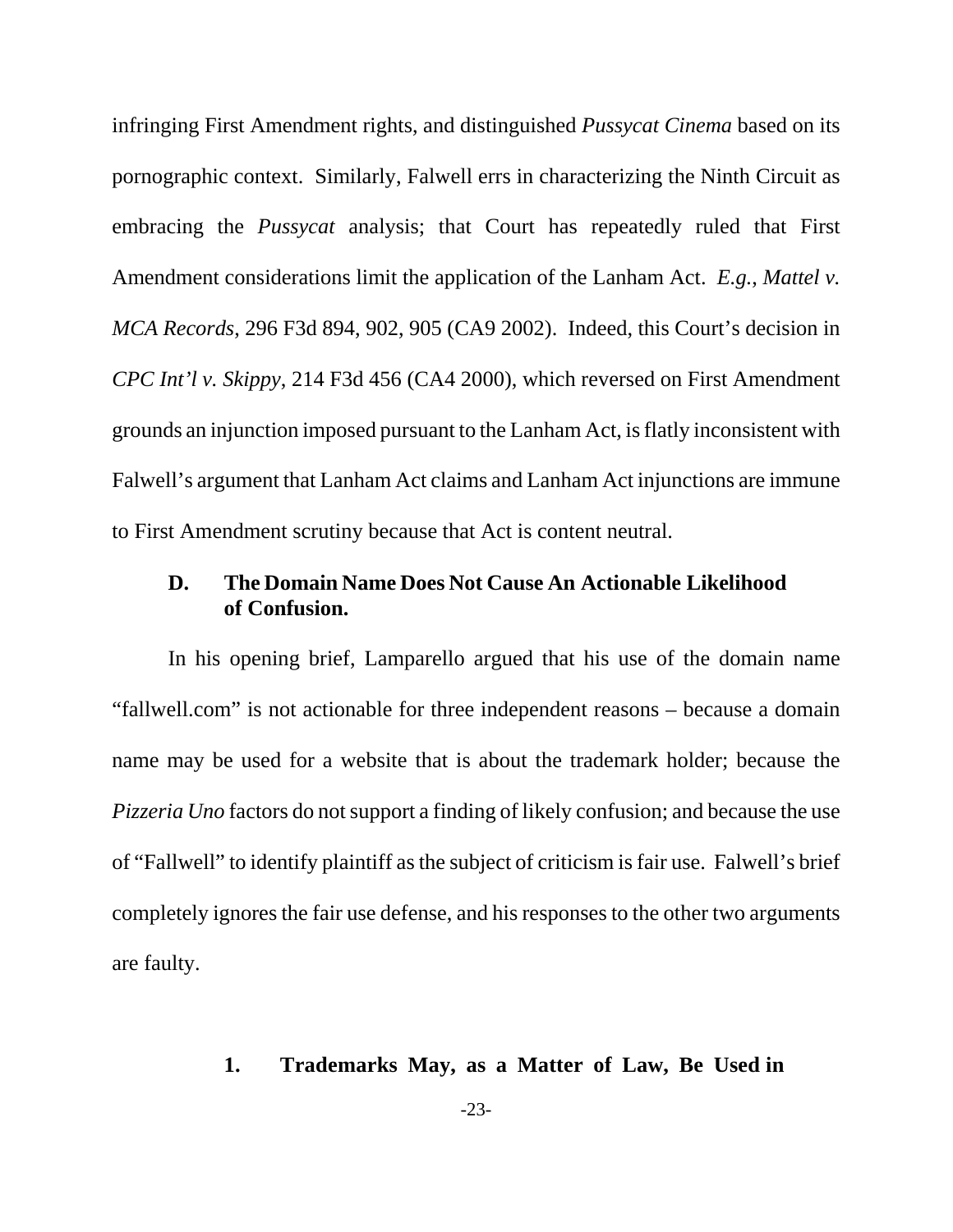infringing First Amendment rights, and distinguished *Pussycat Cinema* based on its pornographic context. Similarly, Falwell errs in characterizing the Ninth Circuit as embracing the *Pussycat* analysis; that Court has repeatedly ruled that First Amendment considerations limit the application of the Lanham Act. *E.g.*, *Mattel v. MCA Records*, 296 F3d 894, 902, 905 (CA9 2002). Indeed, this Court's decision in *CPC Int'l v. Skippy*, 214 F3d 456 (CA4 2000), which reversed on First Amendment grounds an injunction imposed pursuant to the Lanham Act, is flatly inconsistent with Falwell's argument that Lanham Act claims and Lanham Act injunctions are immune to First Amendment scrutiny because that Act is content neutral.

### D. The Domain Name Does Not Cause An Actionable Likelihood of Confusion.

In his opening brief, Lamparello argued that his use of the domain name "fallwell.com" is not actionable for three independent reasons – because a domain name may be used for a website that is about the trademark holder; because the *Pizzeria Uno* factors do not support a finding of likely confusion; and because the use of "Fallwell" to identify plaintiff as the subject of criticism is fair use. Falwell's brief completely ignores the fair use defense, and his responses to the other two arguments are faulty.

#### 1. Trademarks May, as a Matter of Law, Be Used in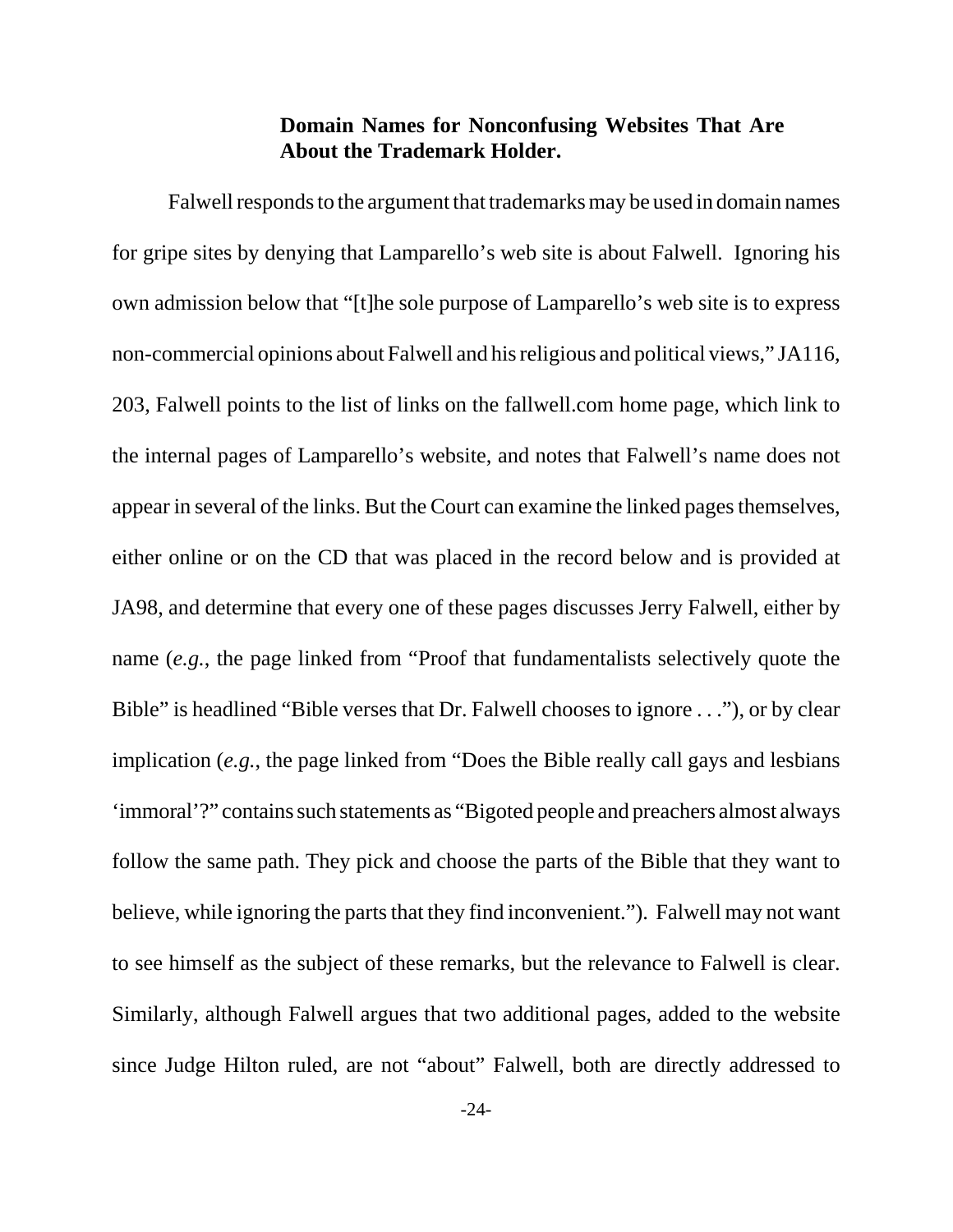**Domain Names for Nonconfusing Websites That Are About the Trademark Holder.**

Falwell responds to the argument that trademarks may be used in domain names for gripe sites by denying that Lamparello's web site is about Falwell. Ignoring his own admission below that "[t]he sole purpose of Lamparello's web site is to express non-commercial opinions about Falwell and his religious and political views," JA116, 203, Falwell points to the list of links on the fallwell.com home page, which link to the internal pages of Lamparello's website, and notes that Falwell's name does not appear in several of the links. But the Court can examine the linked pages themselves, either online or on the CD that was placed in the record below and is provided at JA98, and determine that every one of these pages discusses Jerry Falwell, either by name (*e.g.*, the page linked from "Proof that fundamentalists selectively quote the Bible" is headlined "Bible verses that Dr. Falwell chooses to ignore . . ."), or by clear implication (*e.g.*, the page linked from "Does the Bible really call gays and lesbians 'immoral'?" contains such statements as "Bigoted people and preachers almost always follow the same path. They pick and choose the parts of the Bible that they want to believe, while ignoring the parts that they find inconvenient."). Falwell may not want to see himself as the subject of these remarks, but the relevance to Falwell is clear. Similarly, although Falwell argues that two additional pages, added to the website since Judge Hilton ruled, are not "about" Falwell, both are directly addressed to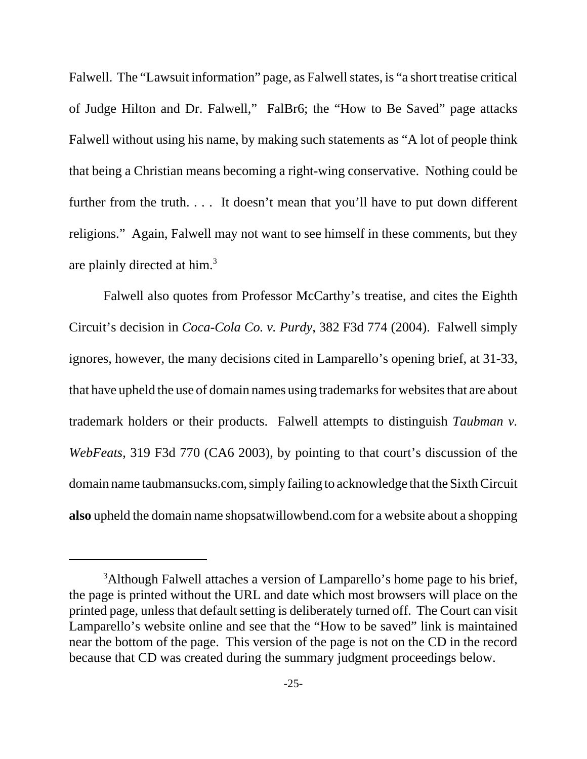Falwell. The "Lawsuit information" page, as Falwell states, is "a short treatise critical of Judge Hilton and Dr. Falwell," FalBr6; the "How to Be Saved" page attacks Falwell without using his name, by making such statements as "A lot of people think that being a Christian means becoming a right-wing conservative. Nothing could be further from the truth. . . . It doesn't mean that you'll have to put down different religions." Again, Falwell may not want to see himself in these comments, but they are plainly directed at him.[3]

Falwell also quotes from Professor McCarthy's treatise, and cites the Eighth Circuit's decision in *Coca-Cola Co. v. Purdy*, 382 F3d 774 (2004). Falwell simply ignores, however, the many decisions cited in Lamparello's opening brief, at 31-33, that have upheld the use of domain names using trademarks for websites that are about trademark holders or their products. Falwell attempts to distinguish *Taubman v. WebFeats*, 319 F3d 770 (CA6 2003), by pointing to that court's discussion of the domain name taubmansucks.com, simply failing to acknowledge that the Sixth Circuit **also** upheld the domain name shopsatwillowbend.com for a website about a shopping

---

[3] Although Falwell attaches a version of Lamparello's home page to his brief, the page is printed without the URL and date which most browsers will place on the printed page, unless that default setting is deliberately turned off. The Court can visit Lamparello's website online and see that the "How to be saved" link is maintained near the bottom of the page. This version of the page is not on the CD in the record because that CD was created during the summary judgment proceedings below.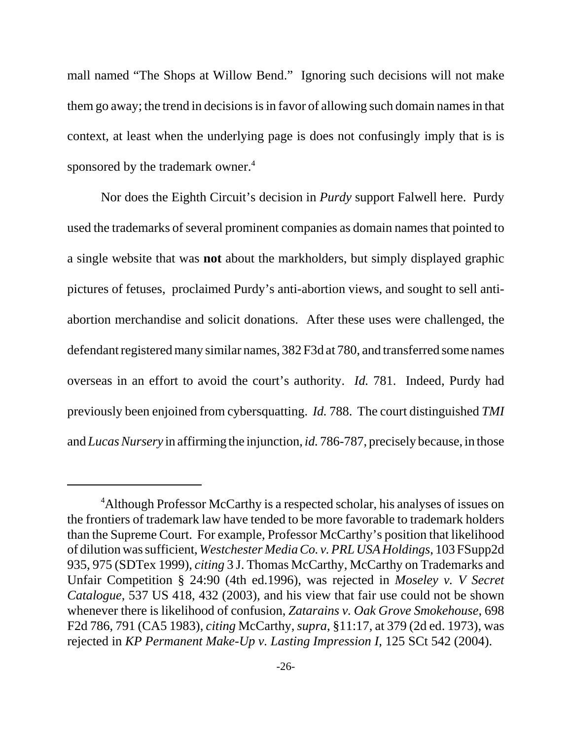mall named "The Shops at Willow Bend." Ignoring such decisions will not make them go away; the trend in decisions is in favor of allowing such domain names in that context, at least when the underlying page is does not confusingly imply that is is sponsored by the trademark owner.[4]

Nor does the Eighth Circuit's decision in *Purdy* support Falwell here. Purdy used the trademarks of several prominent companies as domain names that pointed to a single website that was **not** about the markholders, but simply displayed graphic pictures of fetuses, proclaimed Purdy's anti-abortion views, and sought to sell anti-abortion merchandise and solicit donations. After these uses were challenged, the defendant registered many similar names, 382 F3d at 780, and transferred some names overseas in an effort to avoid the court's authority. *Id.* 781. Indeed, Purdy had previously been enjoined from cybersquatting. *Id.* 788. The court distinguished *TMI* and *Lucas Nursery* in affirming the injunction, *id.* 786-787, precisely because, in those

---

[4]Although Professor McCarthy is a respected scholar, his analyses of issues on the frontiers of trademark law have tended to be more favorable to trademark holders than the Supreme Court. For example, Professor McCarthy's position that likelihood of dilution was sufficient, *Westchester Media Co. v. PRL USA Holdings*, 103 FSupp2d 935, 975 (SDTex 1999), *citing* 3 J. Thomas McCarthy, McCarthy on Trademarks and Unfair Competition § 24:90 (4th ed.1996), was rejected in *Moseley v. V Secret Catalogue*, 537 US 418, 432 (2003), and his view that fair use could not be shown whenever there is likelihood of confusion, *Zatarains v. Oak Grove Smokehouse*, 698 F2d 786, 791 (CA5 1983), *citing* McCarthy, *supra*, §11:17, at 379 (2d ed. 1973), was rejected in *KP Permanent Make-Up v. Lasting Impression I*, 125 SCt 542 (2004).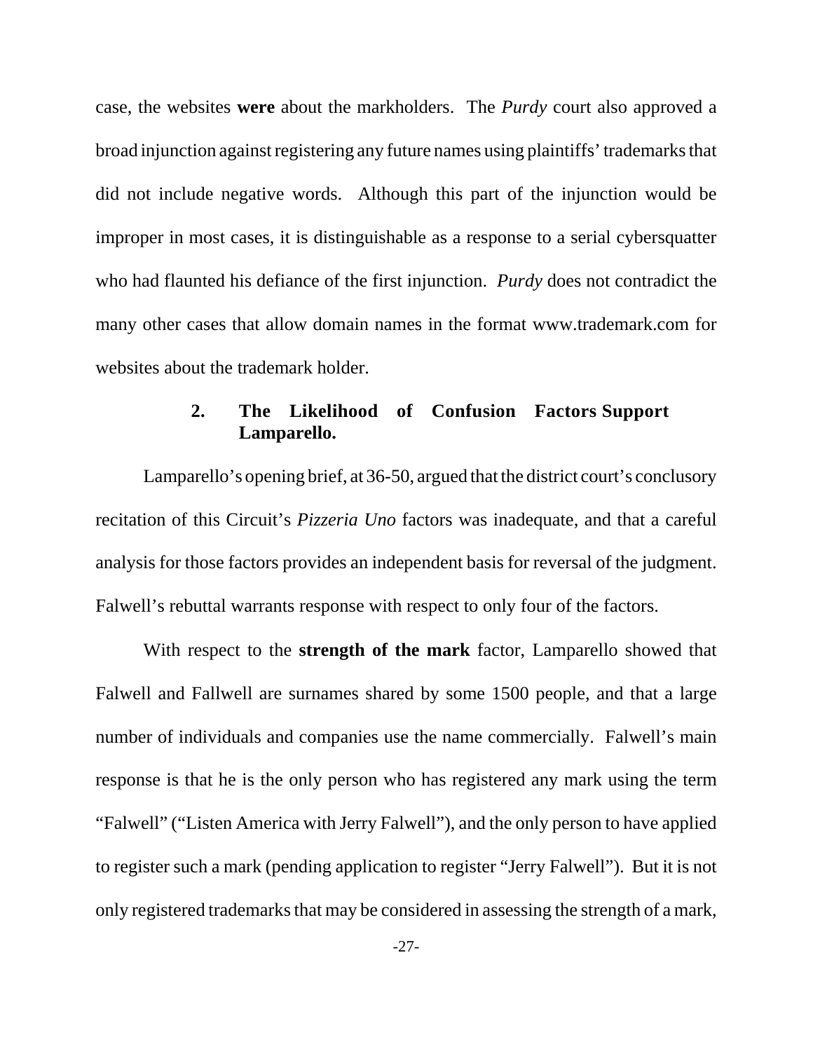case, the websites **were** about the markholders. The *Purdy* court also approved a broad injunction against registering any future names using plaintiffs' trademarks that did not include negative words. Although this part of the injunction would be improper in most cases, it is distinguishable as a response to a serial cybersquatter who had flaunted his defiance of the first injunction. *Purdy* does not contradict the many other cases that allow domain names in the format www.trademark.com for websites about the trademark holder.

### 2. The Likelihood of Confusion Factors Support Lamparello.

Lamparello's opening brief, at 36-50, argued that the district court's conclusory recitation of this Circuit's *Pizzeria Uno* factors was inadequate, and that a careful analysis for those factors provides an independent basis for reversal of the judgment. Falwell's rebuttal warrants response with respect to only four of the factors.

With respect to the **strength of the mark** factor, Lamparello showed that Falwell and Fallwell are surnames shared by some 1500 people, and that a large number of individuals and companies use the name commercially. Falwell's main response is that he is the only person who has registered any mark using the term "Falwell" ("Listen America with Jerry Falwell"), and the only person to have applied to register such a mark (pending application to register "Jerry Falwell"). But it is not only registered trademarks that may be considered in assessing the strength of a mark,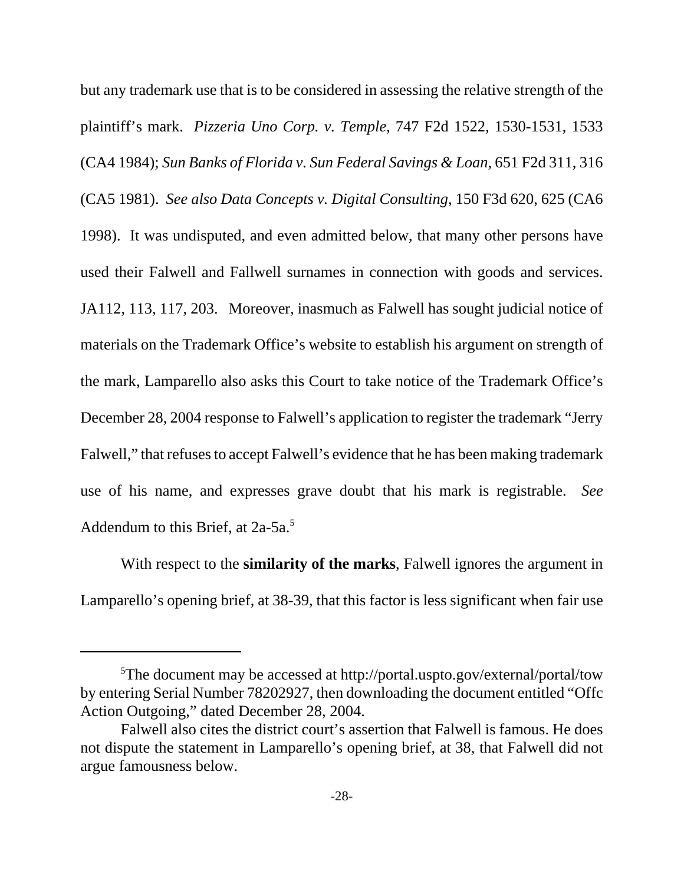but any trademark use that is to be considered in assessing the relative strength of the plaintiff's mark. *Pizzeria Uno Corp. v. Temple*, 747 F2d 1522, 1530-1531, 1533 (CA4 1984); *Sun Banks of Florida v. Sun Federal Savings & Loan*, 651 F2d 311, 316 (CA5 1981). *See also Data Concepts v. Digital Consulting*, 150 F3d 620, 625 (CA6 1998). It was undisputed, and even admitted below, that many other persons have used their Falwell and Fallwell surnames in connection with goods and services. JA112, 113, 117, 203. Moreover, inasmuch as Falwell has sought judicial notice of materials on the Trademark Office's website to establish his argument on strength of the mark, Lamparello also asks this Court to take notice of the Trademark Office's December 28, 2004 response to Falwell's application to register the trademark "Jerry Falwell," that refuses to accept Falwell's evidence that he has been making trademark use of his name, and expresses grave doubt that his mark is registrable. *See* Addendum to this Brief, at 2a-5a.[5]

With respect to the **similarity of the marks**, Falwell ignores the argument in Lamparello's opening brief, at 38-39, that this factor is less significant when fair use

---

[5]The document may be accessed at http://portal.uspto.gov/external/portal/tow by entering Serial Number 78202927, then downloading the document entitled "Offc Action Outgoing," dated December 28, 2004.

Falwell also cites the district court's assertion that Falwell is famous. He does not dispute the statement in Lamparello's opening brief, at 38, that Falwell did not argue famousness below.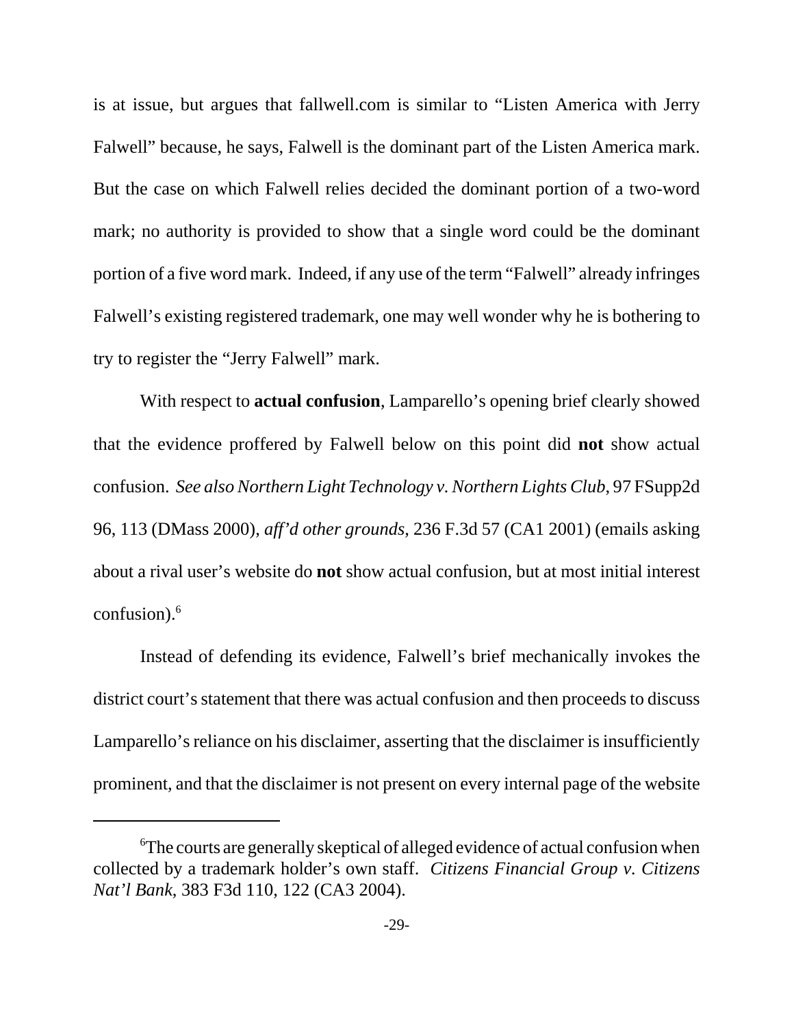is at issue, but argues that fallwell.com is similar to "Listen America with Jerry Falwell" because, he says, Falwell is the dominant part of the Listen America mark. But the case on which Falwell relies decided the dominant portion of a two-word mark; no authority is provided to show that a single word could be the dominant portion of a five word mark. Indeed, if any use of the term "Falwell" already infringes Falwell's existing registered trademark, one may well wonder why he is bothering to try to register the "Jerry Falwell" mark.

With respect to **actual confusion**, Lamparello's opening brief clearly showed that the evidence proffered by Falwell below on this point did **not** show actual confusion. *See also Northern Light Technology v. Northern Lights Club*, 97 FSupp2d 96, 113 (DMass 2000), *aff'd other grounds*, 236 F.3d 57 (CA1 2001) (emails asking about a rival user's website do **not** show actual confusion, but at most initial interest confusion).[6]

Instead of defending its evidence, Falwell's brief mechanically invokes the district court's statement that there was actual confusion and then proceeds to discuss Lamparello's reliance on his disclaimer, asserting that the disclaimer is insufficiently prominent, and that the disclaimer is not present on every internal page of the website

---

[6] The courts are generally skeptical of alleged evidence of actual confusion when collected by a trademark holder's own staff. *Citizens Financial Group v. Citizens Nat'l Bank*, 383 F3d 110, 122 (CA3 2004).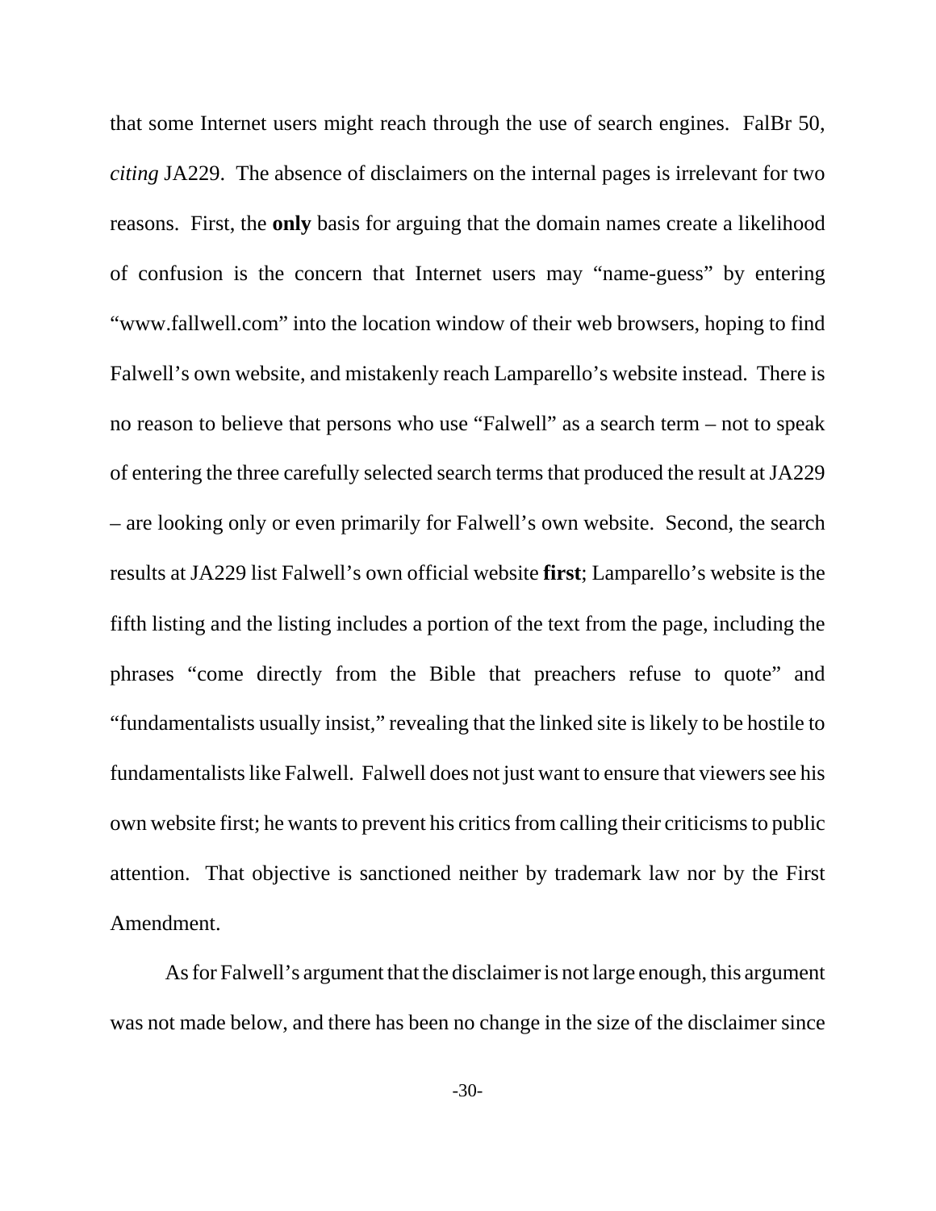that some Internet users might reach through the use of search engines. FalBr 50, *citing* JA229. The absence of disclaimers on the internal pages is irrelevant for two reasons. First, the **only** basis for arguing that the domain names create a likelihood of confusion is the concern that Internet users may "name-guess" by entering "www.fallwell.com" into the location window of their web browsers, hoping to find Falwell's own website, and mistakenly reach Lamparello's website instead. There is no reason to believe that persons who use "Falwell" as a search term – not to speak of entering the three carefully selected search terms that produced the result at JA229 – are looking only or even primarily for Falwell's own website. Second, the search results at JA229 list Falwell's own official website **first**; Lamparello's website is the fifth listing and the listing includes a portion of the text from the page, including the phrases "come directly from the Bible that preachers refuse to quote" and "fundamentalists usually insist," revealing that the linked site is likely to be hostile to fundamentalists like Falwell. Falwell does not just want to ensure that viewers see his own website first; he wants to prevent his critics from calling their criticisms to public attention. That objective is sanctioned neither by trademark law nor by the First Amendment.

As for Falwell's argument that the disclaimer is not large enough, this argument was not made below, and there has been no change in the size of the disclaimer since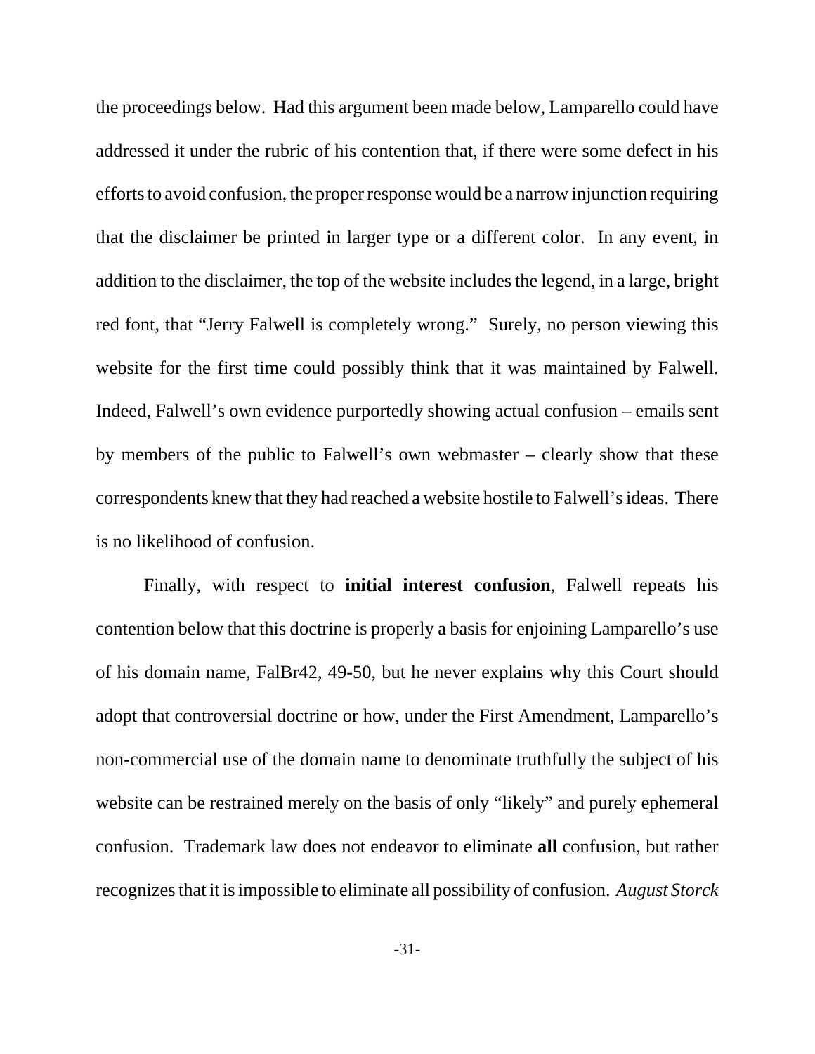the proceedings below. Had this argument been made below, Lamparello could have addressed it under the rubric of his contention that, if there were some defect in his efforts to avoid confusion, the proper response would be a narrow injunction requiring that the disclaimer be printed in larger type or a different color. In any event, in addition to the disclaimer, the top of the website includes the legend, in a large, bright red font, that "Jerry Falwell is completely wrong." Surely, no person viewing this website for the first time could possibly think that it was maintained by Falwell. Indeed, Falwell's own evidence purportedly showing actual confusion – emails sent by members of the public to Falwell's own webmaster – clearly show that these correspondents knew that they had reached a website hostile to Falwell's ideas. There is no likelihood of confusion.

Finally, with respect to **initial interest confusion**, Falwell repeats his contention below that this doctrine is properly a basis for enjoining Lamparello's use of his domain name, FalBr42, 49-50, but he never explains why this Court should adopt that controversial doctrine or how, under the First Amendment, Lamparello's non-commercial use of the domain name to denominate truthfully the subject of his website can be restrained merely on the basis of only "likely" and purely ephemeral confusion. Trademark law does not endeavor to eliminate **all** confusion, but rather recognizes that it is impossible to eliminate all possibility of confusion. *August Storck*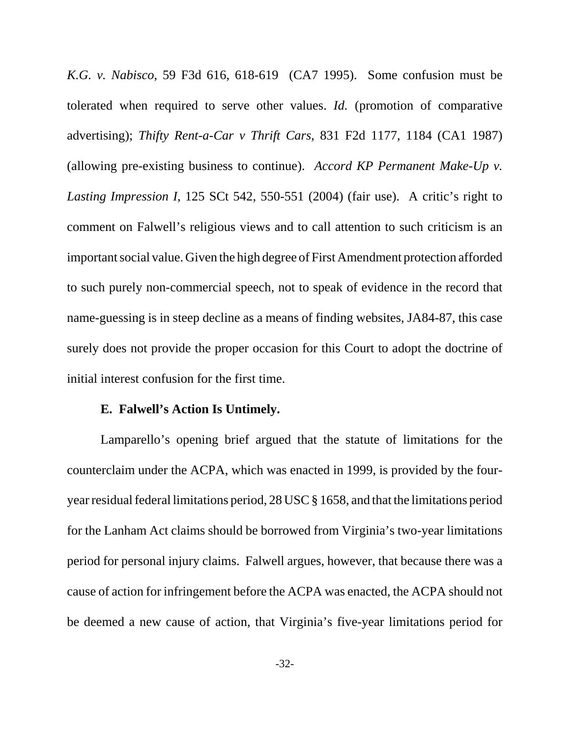*K.G. v. Nabisco*, 59 F3d 616, 618-619 (CA7 1995). Some confusion must be tolerated when required to serve other values. *Id.* (promotion of comparative advertising); *Thifty Rent-a-Car v Thrift Cars*, 831 F2d 1177, 1184 (CA1 1987) (allowing pre-existing business to continue). *Accord KP Permanent Make-Up v. Lasting Impression I*, 125 SCt 542, 550-551 (2004) (fair use). A critic's right to comment on Falwell's religious views and to call attention to such criticism is an important social value. Given the high degree of First Amendment protection afforded to such purely non-commercial speech, not to speak of evidence in the record that name-guessing is in steep decline as a means of finding websites, JA84-87, this case surely does not provide the proper occasion for this Court to adopt the doctrine of initial interest confusion for the first time.

**E. Falwell's Action Is Untimely.**

Lamparello's opening brief argued that the statute of limitations for the counterclaim under the ACPA, which was enacted in 1999, is provided by the four-year residual federal limitations period, 28 USC § 1658, and that the limitations period for the Lanham Act claims should be borrowed from Virginia's two-year limitations period for personal injury claims. Falwell argues, however, that because there was a cause of action for infringement before the ACPA was enacted, the ACPA should not be deemed a new cause of action, that Virginia's five-year limitations period for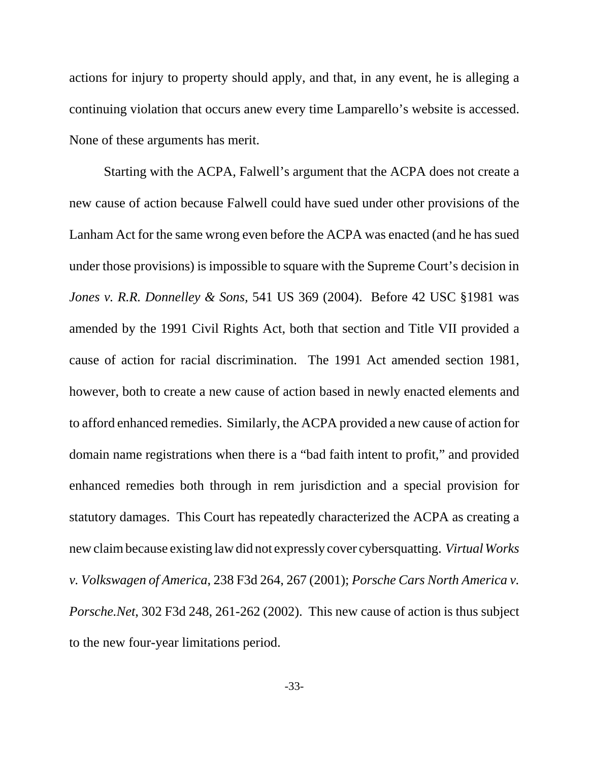actions for injury to property should apply, and that, in any event, he is alleging a continuing violation that occurs anew every time Lamparello's website is accessed. None of these arguments has merit.

Starting with the ACPA, Falwell's argument that the ACPA does not create a new cause of action because Falwell could have sued under other provisions of the Lanham Act for the same wrong even before the ACPA was enacted (and he has sued under those provisions) is impossible to square with the Supreme Court's decision in *Jones v. R.R. Donnelley & Sons,* 541 US 369 (2004). Before 42 USC §1981 was amended by the 1991 Civil Rights Act, both that section and Title VII provided a cause of action for racial discrimination. The 1991 Act amended section 1981, however, both to create a new cause of action based in newly enacted elements and to afford enhanced remedies. Similarly, the ACPA provided a new cause of action for domain name registrations when there is a "bad faith intent to profit," and provided enhanced remedies both through in rem jurisdiction and a special provision for statutory damages. This Court has repeatedly characterized the ACPA as creating a new claim because existing law did not expressly cover cybersquatting. *Virtual Works v. Volkswagen of America*, 238 F3d 264, 267 (2001); *Porsche Cars North America v. Porsche.Net*, 302 F3d 248, 261-262 (2002). This new cause of action is thus subject to the new four-year limitations period.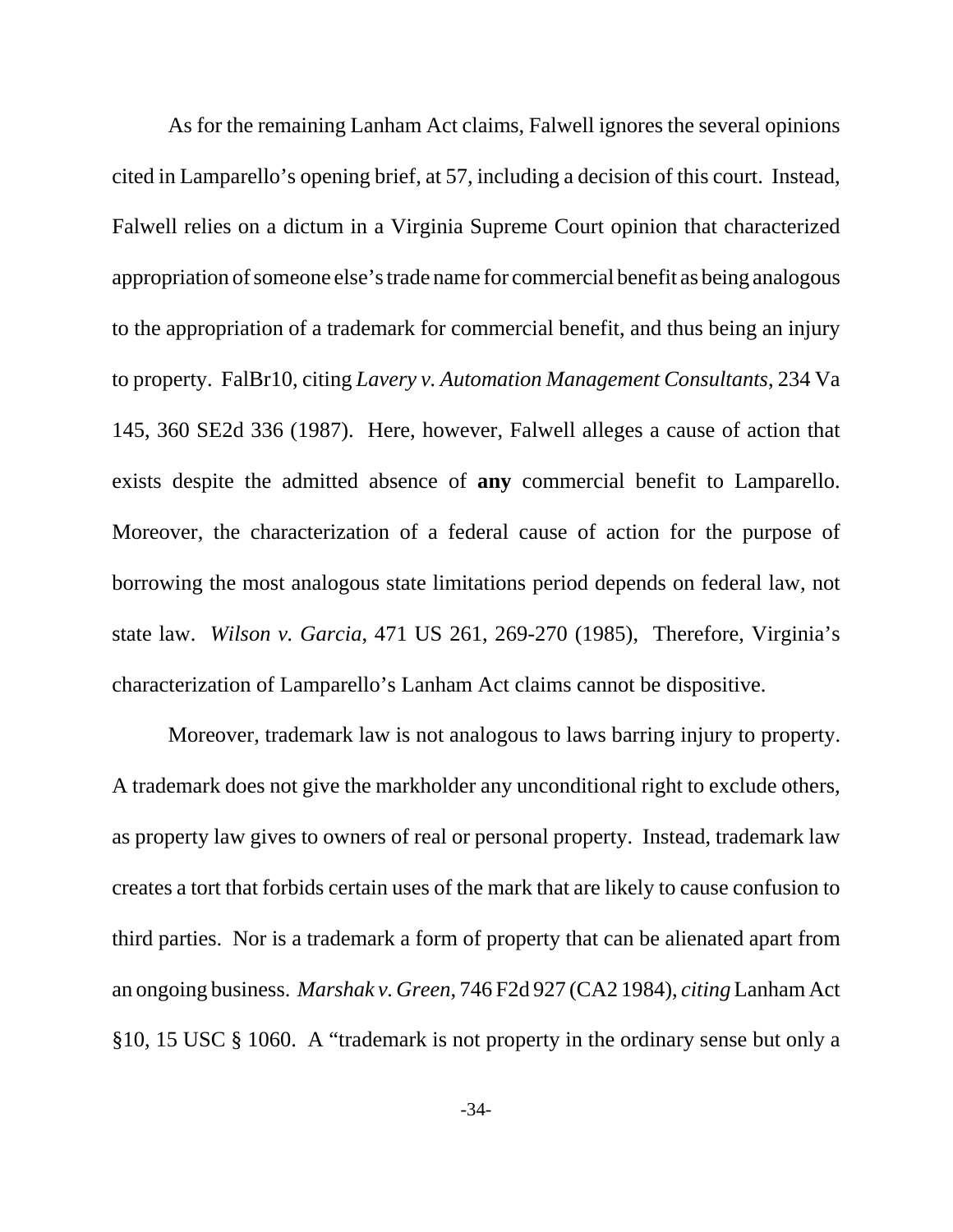As for the remaining Lanham Act claims, Falwell ignores the several opinions cited in Lamparello's opening brief, at 57, including a decision of this court. Instead, Falwell relies on a dictum in a Virginia Supreme Court opinion that characterized appropriation of someone else's trade name for commercial benefit as being analogous to the appropriation of a trademark for commercial benefit, and thus being an injury to property. FalBr10, citing *Lavery v. Automation Management Consultants*, 234 Va 145, 360 SE2d 336 (1987). Here, however, Falwell alleges a cause of action that exists despite the admitted absence of **any** commercial benefit to Lamparello. Moreover, the characterization of a federal cause of action for the purpose of borrowing the most analogous state limitations period depends on federal law, not state law. *Wilson v. Garcia*, 471 US 261, 269-270 (1985), Therefore, Virginia's characterization of Lamparello's Lanham Act claims cannot be dispositive.

Moreover, trademark law is not analogous to laws barring injury to property. A trademark does not give the markholder any unconditional right to exclude others, as property law gives to owners of real or personal property. Instead, trademark law creates a tort that forbids certain uses of the mark that are likely to cause confusion to third parties. Nor is a trademark a form of property that can be alienated apart from an ongoing business. *Marshak v. Green*, 746 F2d 927 (CA2 1984), *citing* Lanham Act §10, 15 USC § 1060. A "trademark is not property in the ordinary sense but only a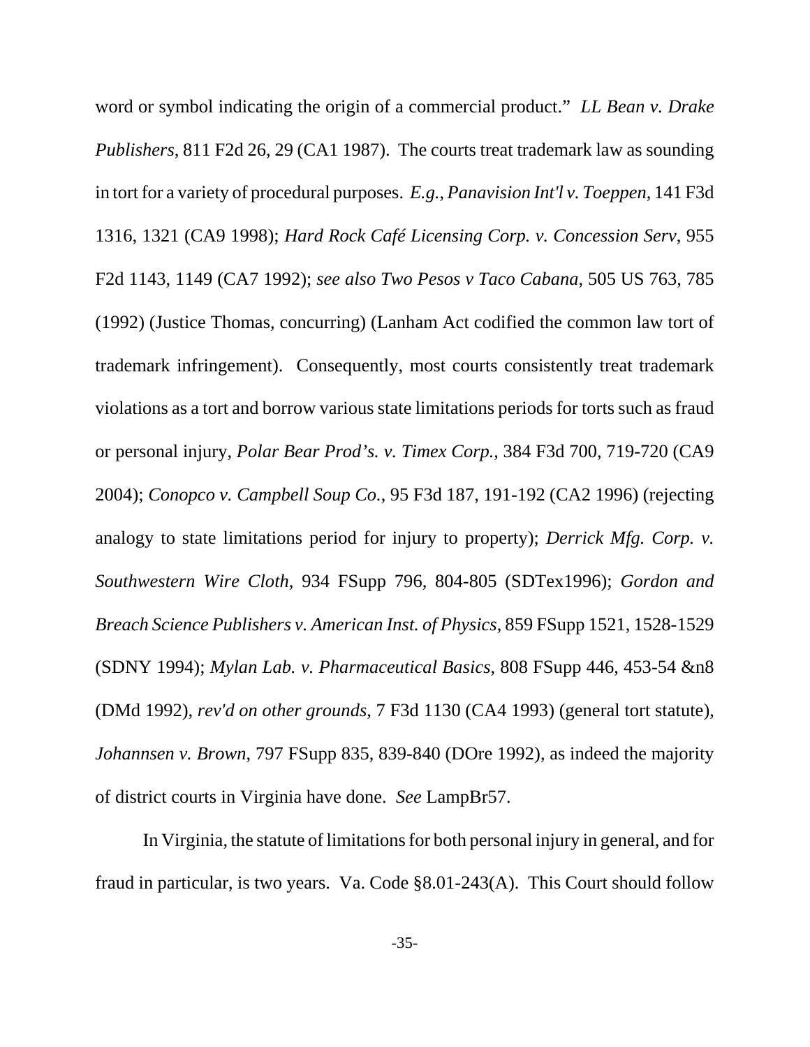word or symbol indicating the origin of a commercial product." *LL Bean v. Drake Publishers*, 811 F2d 26, 29 (CA1 1987). The courts treat trademark law as sounding in tort for a variety of procedural purposes. *E.g.*, *Panavision Int'l v. Toeppen*, 141 F3d 1316, 1321 (CA9 1998); *Hard Rock Café Licensing Corp. v. Concession Serv*, 955 F2d 1143, 1149 (CA7 1992); *see also Two Pesos v Taco Cabana*, 505 US 763, 785 (1992) (Justice Thomas, concurring) (Lanham Act codified the common law tort of trademark infringement). Consequently, most courts consistently treat trademark violations as a tort and borrow various state limitations periods for torts such as fraud or personal injury, *Polar Bear Prod's. v. Timex Corp.*, 384 F3d 700, 719-720 (CA9 2004); *Conopco v. Campbell Soup Co.*, 95 F3d 187, 191-192 (CA2 1996) (rejecting analogy to state limitations period for injury to property); *Derrick Mfg. Corp. v. Southwestern Wire Cloth*, 934 FSupp 796, 804-805 (SDTex1996); *Gordon and Breach Science Publishers v. American Inst. of Physics*, 859 FSupp 1521, 1528-1529 (SDNY 1994); *Mylan Lab. v. Pharmaceutical Basics*, 808 FSupp 446, 453-54 &n8 (DMd 1992), *rev'd on other grounds*, 7 F3d 1130 (CA4 1993) (general tort statute), *Johannsen v. Brown*, 797 FSupp 835, 839-840 (DOre 1992), as indeed the majority of district courts in Virginia have done. *See* LampBr57.

In Virginia, the statute of limitations for both personal injury in general, and for fraud in particular, is two years. Va. Code §8.01-243(A). This Court should follow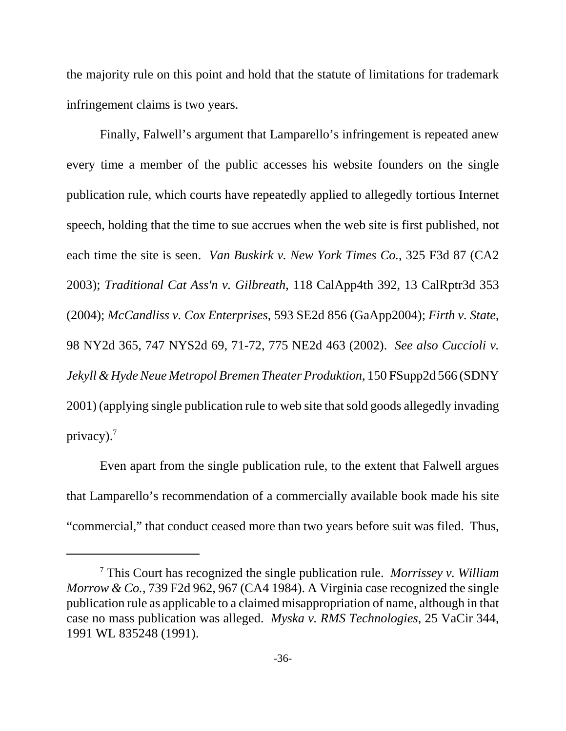the majority rule on this point and hold that the statute of limitations for trademark infringement claims is two years.

Finally, Falwell's argument that Lamparello's infringement is repeated anew every time a member of the public accesses his website founders on the single publication rule, which courts have repeatedly applied to allegedly tortious Internet speech, holding that the time to sue accrues when the web site is first published, not each time the site is seen. *Van Buskirk v. New York Times Co.*, 325 F3d 87 (CA2 2003); *Traditional Cat Ass'n v. Gilbreath*, 118 CalApp4th 392, 13 CalRptr3d 353 (2004); *McCandliss v. Cox Enterprises*, 593 SE2d 856 (GaApp2004); *Firth v. State*, 98 NY2d 365, 747 NYS2d 69, 71-72, 775 NE2d 463 (2002). *See also Cuccioli v. Jekyll & Hyde Neue Metropol Bremen Theater Produktion*, 150 FSupp2d 566 (SDNY 2001) (applying single publication rule to web site that sold goods allegedly invading privacy).[7]

Even apart from the single publication rule, to the extent that Falwell argues that Lamparello's recommendation of a commercially available book made his site "commercial," that conduct ceased more than two years before suit was filed. Thus,

---

[7] This Court has recognized the single publication rule. *Morrissey v. William Morrow & Co.*, 739 F2d 962, 967 (CA4 1984). A Virginia case recognized the single publication rule as applicable to a claimed misappropriation of name, although in that case no mass publication was alleged. *Myska v. RMS Technologies*, 25 VaCir 344, 1991 WL 835248 (1991).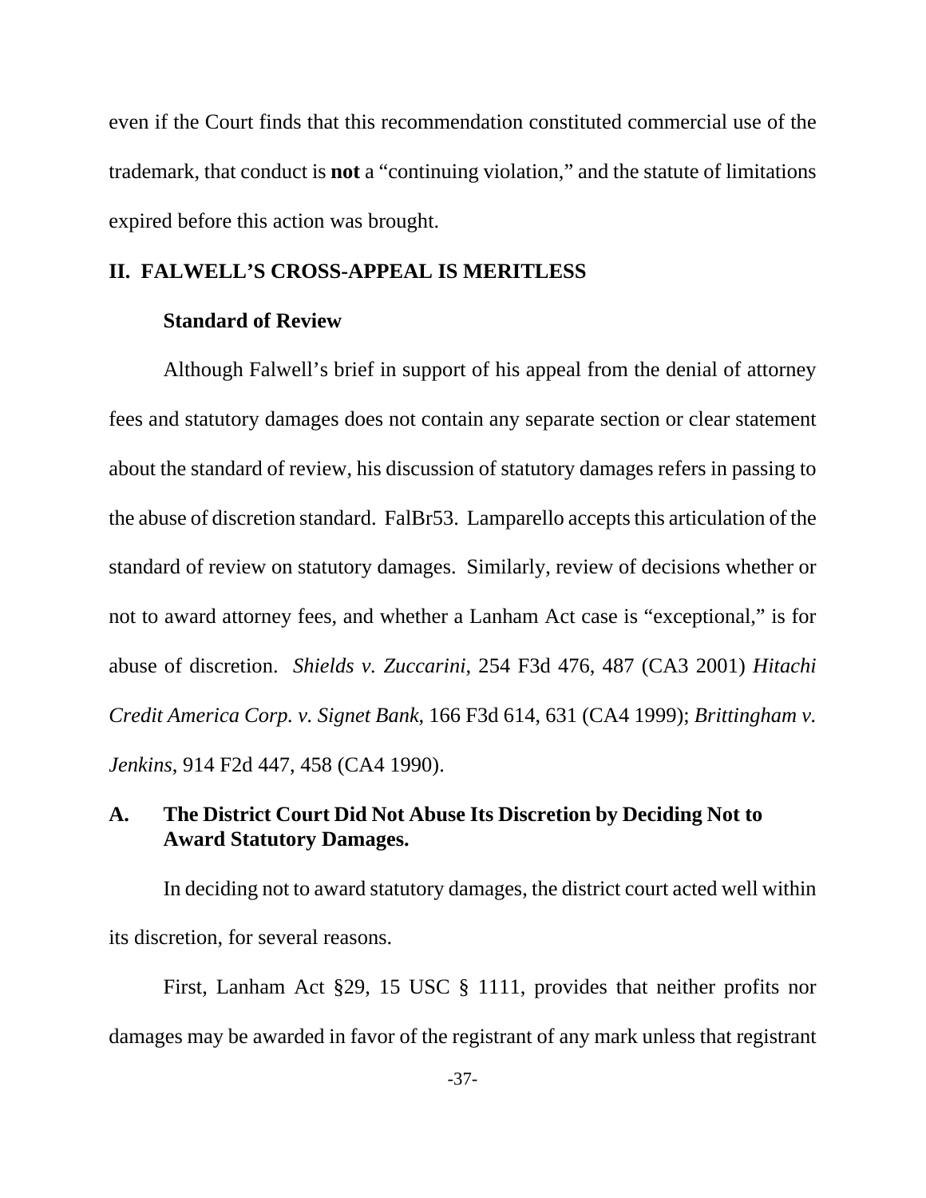even if the Court finds that this recommendation constituted commercial use of the trademark, that conduct is **not** a "continuing violation," and the statute of limitations expired before this action was brought.

## II. FALWELL'S CROSS-APPEAL IS MERITLESS

### Standard of Review

Although Falwell's brief in support of his appeal from the denial of attorney fees and statutory damages does not contain any separate section or clear statement about the standard of review, his discussion of statutory damages refers in passing to the abuse of discretion standard. FalBr53. Lamparello accepts this articulation of the standard of review on statutory damages. Similarly, review of decisions whether or not to award attorney fees, and whether a Lanham Act case is "exceptional," is for abuse of discretion. *Shields v. Zuccarini*, 254 F3d 476, 487 (CA3 2001) *Hitachi Credit America Corp. v. Signet Bank*, 166 F3d 614, 631 (CA4 1999); *Brittingham v. Jenkins*, 914 F2d 447, 458 (CA4 1990).

### A. The District Court Did Not Abuse Its Discretion by Deciding Not to Award Statutory Damages.

In deciding not to award statutory damages, the district court acted well within its discretion, for several reasons.

First, Lanham Act §29, 15 USC § 1111, provides that neither profits nor damages may be awarded in favor of the registrant of any mark unless that registrant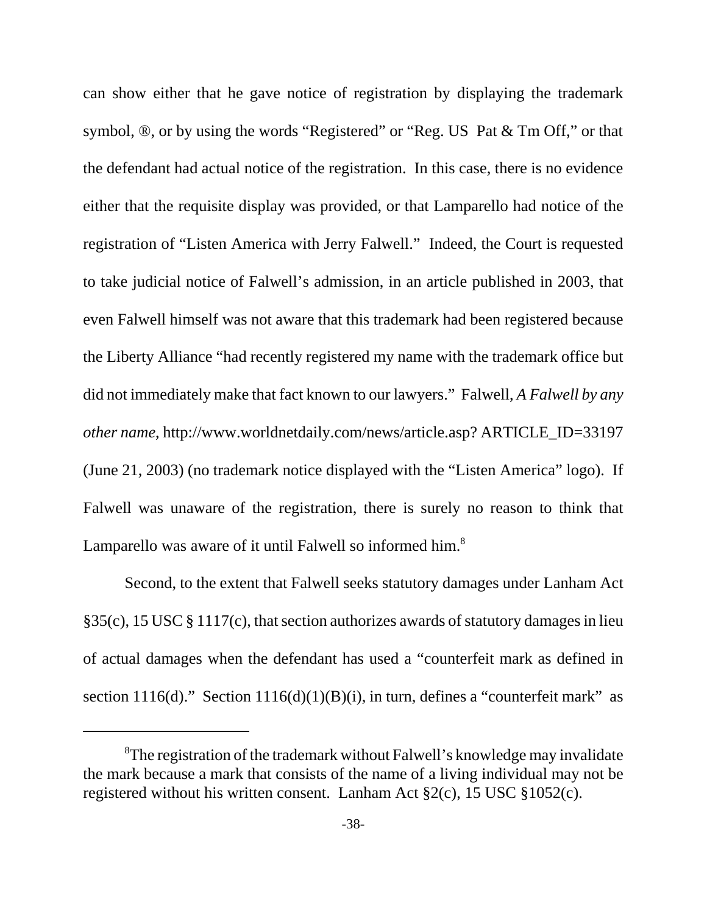can show either that he gave notice of registration by displaying the trademark symbol, ®, or by using the words "Registered" or "Reg. US Pat & Tm Off," or that the defendant had actual notice of the registration. In this case, there is no evidence either that the requisite display was provided, or that Lamparello had notice of the registration of "Listen America with Jerry Falwell." Indeed, the Court is requested to take judicial notice of Falwell's admission, in an article published in 2003, that even Falwell himself was not aware that this trademark had been registered because the Liberty Alliance "had recently registered my name with the trademark office but did not immediately make that fact known to our lawyers." Falwell, *A Falwell by any other name*, http://www.worldnetdaily.com/news/article.asp? ARTICLE_ID=33197 (June 21, 2003) (no trademark notice displayed with the "Listen America" logo). If Falwell was unaware of the registration, there is surely no reason to think that Lamparello was aware of it until Falwell so informed him.[8]

Second, to the extent that Falwell seeks statutory damages under Lanham Act §35(c), 15 USC § 1117(c), that section authorizes awards of statutory damages in lieu of actual damages when the defendant has used a "counterfeit mark as defined in section 1116(d)." Section 1116(d)(1)(B)(i), in turn, defines a "counterfeit mark" as

---

[8]The registration of the trademark without Falwell's knowledge may invalidate the mark because a mark that consists of the name of a living individual may not be registered without his written consent. Lanham Act §2(c), 15 USC §1052(c).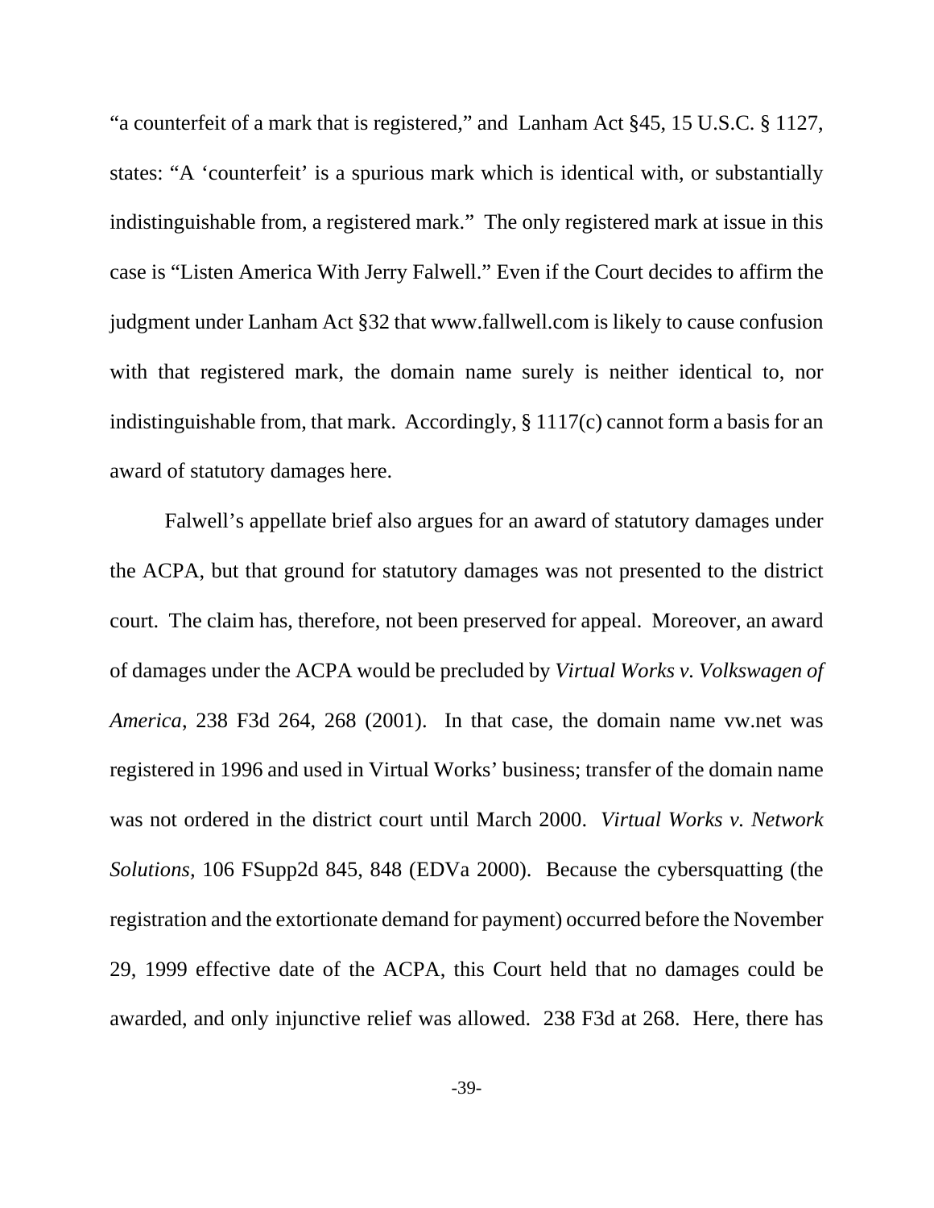"a counterfeit of a mark that is registered," and Lanham Act §45, 15 U.S.C. § 1127, states: "A 'counterfeit' is a spurious mark which is identical with, or substantially indistinguishable from, a registered mark." The only registered mark at issue in this case is "Listen America With Jerry Falwell." Even if the Court decides to affirm the judgment under Lanham Act §32 that www.fallwell.com is likely to cause confusion with that registered mark, the domain name surely is neither identical to, nor indistinguishable from, that mark. Accordingly, § 1117(c) cannot form a basis for an award of statutory damages here.

Falwell's appellate brief also argues for an award of statutory damages under the ACPA, but that ground for statutory damages was not presented to the district court. The claim has, therefore, not been preserved for appeal. Moreover, an award of damages under the ACPA would be precluded by *Virtual Works v. Volkswagen of America*, 238 F3d 264, 268 (2001). In that case, the domain name vw.net was registered in 1996 and used in Virtual Works' business; transfer of the domain name was not ordered in the district court until March 2000. *Virtual Works v. Network Solutions*, 106 FSupp2d 845, 848 (EDVa 2000). Because the cybersquatting (the registration and the extortionate demand for payment) occurred before the November 29, 1999 effective date of the ACPA, this Court held that no damages could be awarded, and only injunctive relief was allowed. 238 F3d at 268. Here, there has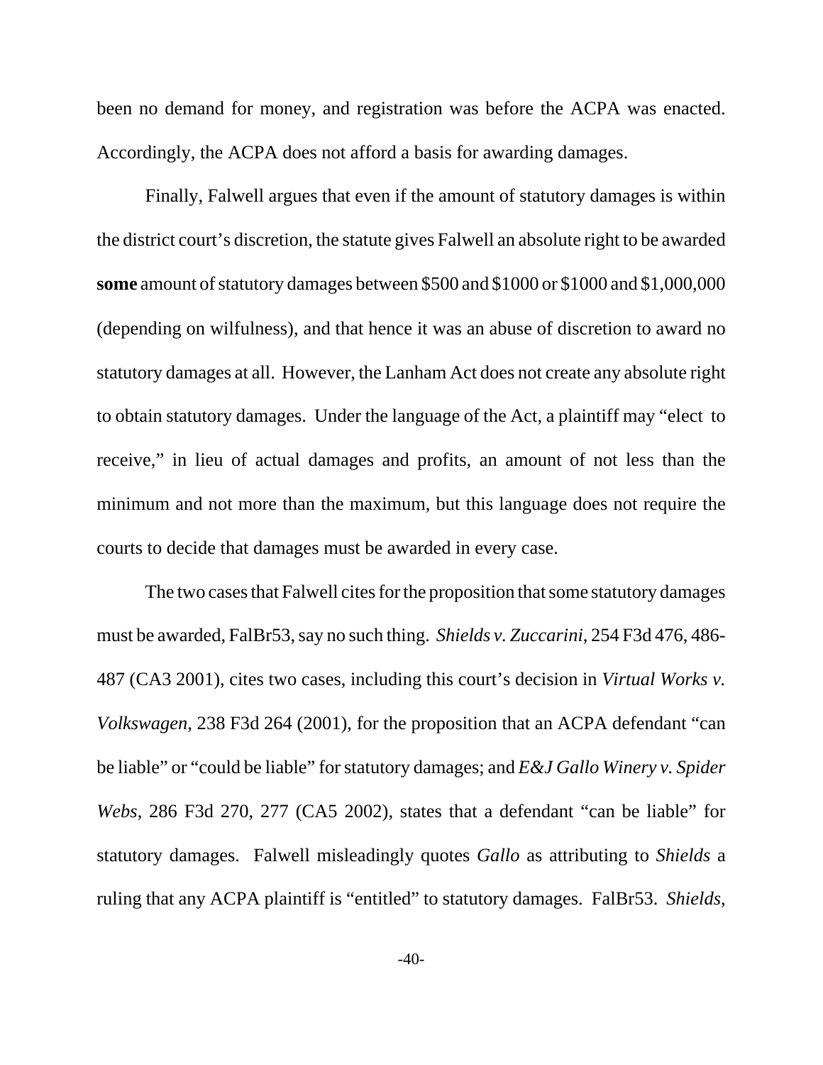been no demand for money, and registration was before the ACPA was enacted. Accordingly, the ACPA does not afford a basis for awarding damages.

Finally, Falwell argues that even if the amount of statutory damages is within the district court's discretion, the statute gives Falwell an absolute right to be awarded **some** amount of statutory damages between $500 and $1000 or $1000 and $1,000,000 (depending on wilfulness), and that hence it was an abuse of discretion to award no statutory damages at all. However, the Lanham Act does not create any absolute right to obtain statutory damages. Under the language of the Act, a plaintiff may "elect to receive," in lieu of actual damages and profits, an amount of not less than the minimum and not more than the maximum, but this language does not require the courts to decide that damages must be awarded in every case.

The two cases that Falwell cites for the proposition that some statutory damages must be awarded, FalBr53, say no such thing. *Shields v. Zuccarini*, 254 F3d 476, 486-487 (CA3 2001), cites two cases, including this court's decision in *Virtual Works v. Volkswagen*, 238 F3d 264 (2001), for the proposition that an ACPA defendant "can be liable" or "could be liable" for statutory damages; and *E&J Gallo Winery v. Spider Webs*, 286 F3d 270, 277 (CA5 2002), states that a defendant "can be liable" for statutory damages. Falwell misleadingly quotes *Gallo* as attributing to *Shields* a ruling that any ACPA plaintiff is "entitled" to statutory damages. FalBr53. *Shields*,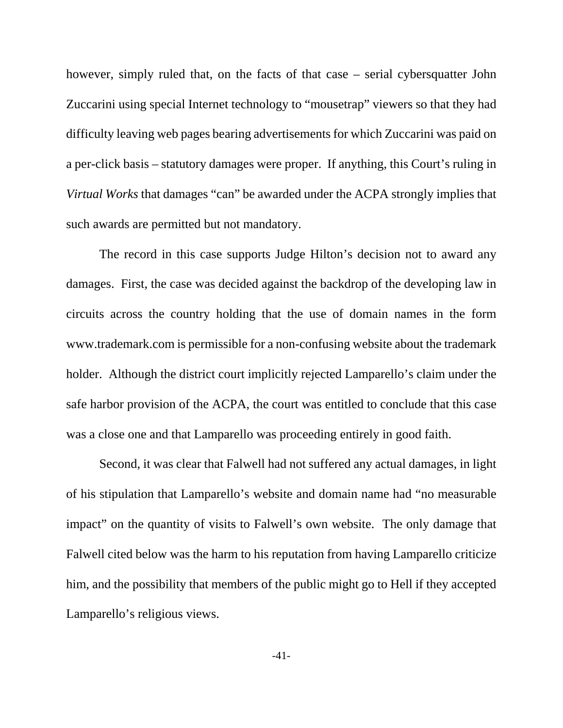however, simply ruled that, on the facts of that case – serial cybersquatter John Zuccarini using special Internet technology to "mousetrap" viewers so that they had difficulty leaving web pages bearing advertisements for which Zuccarini was paid on a per-click basis – statutory damages were proper. If anything, this Court's ruling in *Virtual Works* that damages "can" be awarded under the ACPA strongly implies that such awards are permitted but not mandatory.

The record in this case supports Judge Hilton's decision not to award any damages. First, the case was decided against the backdrop of the developing law in circuits across the country holding that the use of domain names in the form www.trademark.com is permissible for a non-confusing website about the trademark holder. Although the district court implicitly rejected Lamparello's claim under the safe harbor provision of the ACPA, the court was entitled to conclude that this case was a close one and that Lamparello was proceeding entirely in good faith.

Second, it was clear that Falwell had not suffered any actual damages, in light of his stipulation that Lamparello's website and domain name had "no measurable impact" on the quantity of visits to Falwell's own website. The only damage that Falwell cited below was the harm to his reputation from having Lamparello criticize him, and the possibility that members of the public might go to Hell if they accepted Lamparello's religious views.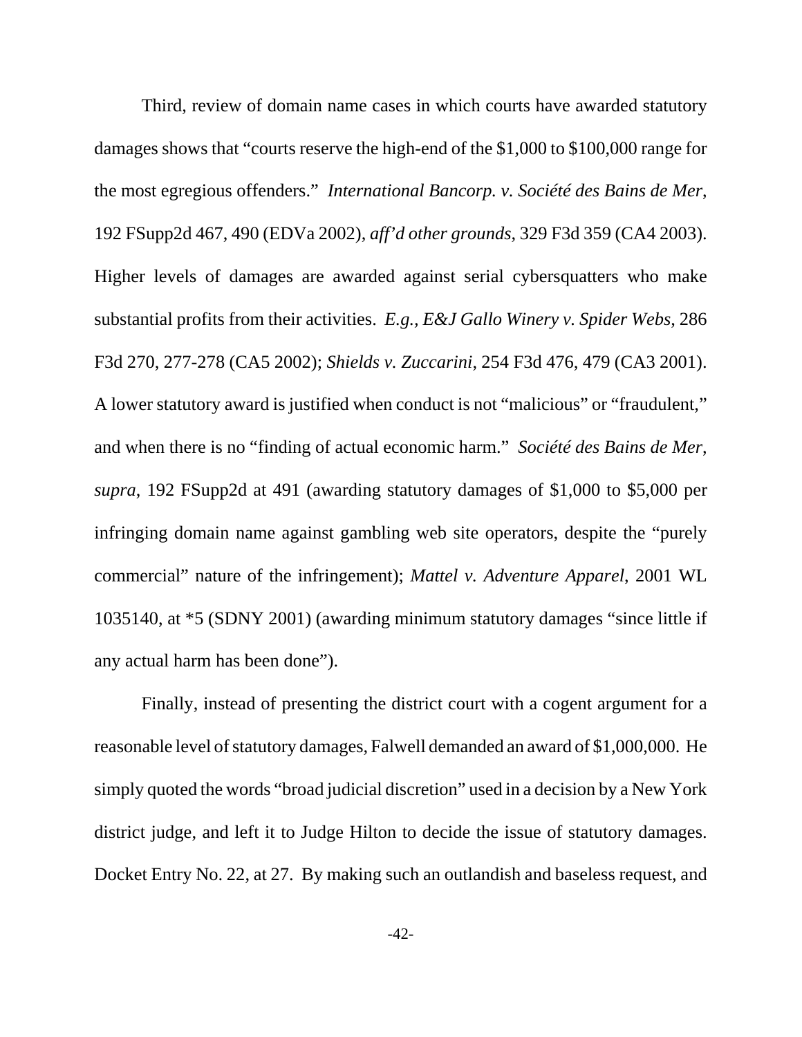Third, review of domain name cases in which courts have awarded statutory damages shows that "courts reserve the high-end of the $1,000 to $100,000 range for the most egregious offenders." *International Bancorp. v. Société des Bains de Mer*, 192 FSupp2d 467, 490 (EDVa 2002), *aff'd other grounds*, 329 F3d 359 (CA4 2003). Higher levels of damages are awarded against serial cybersquatters who make substantial profits from their activities. *E.g., E&J Gallo Winery v. Spider Webs*, 286 F3d 270, 277-278 (CA5 2002); *Shields v. Zuccarini*, 254 F3d 476, 479 (CA3 2001). A lower statutory award is justified when conduct is not "malicious" or "fraudulent," and when there is no "finding of actual economic harm." *Société des Bains de Mer*, *supra*, 192 FSupp2d at 491 (awarding statutory damages of $1,000 to $5,000 per infringing domain name against gambling web site operators, despite the "purely commercial" nature of the infringement); *Mattel v. Adventure Apparel*, 2001 WL 1035140, at *5 (SDNY 2001) (awarding minimum statutory damages "since little if any actual harm has been done").

Finally, instead of presenting the district court with a cogent argument for a reasonable level of statutory damages, Falwell demanded an award of $1,000,000. He simply quoted the words "broad judicial discretion" used in a decision by a New York district judge, and left it to Judge Hilton to decide the issue of statutory damages. Docket Entry No. 22, at 27. By making such an outlandish and baseless request, and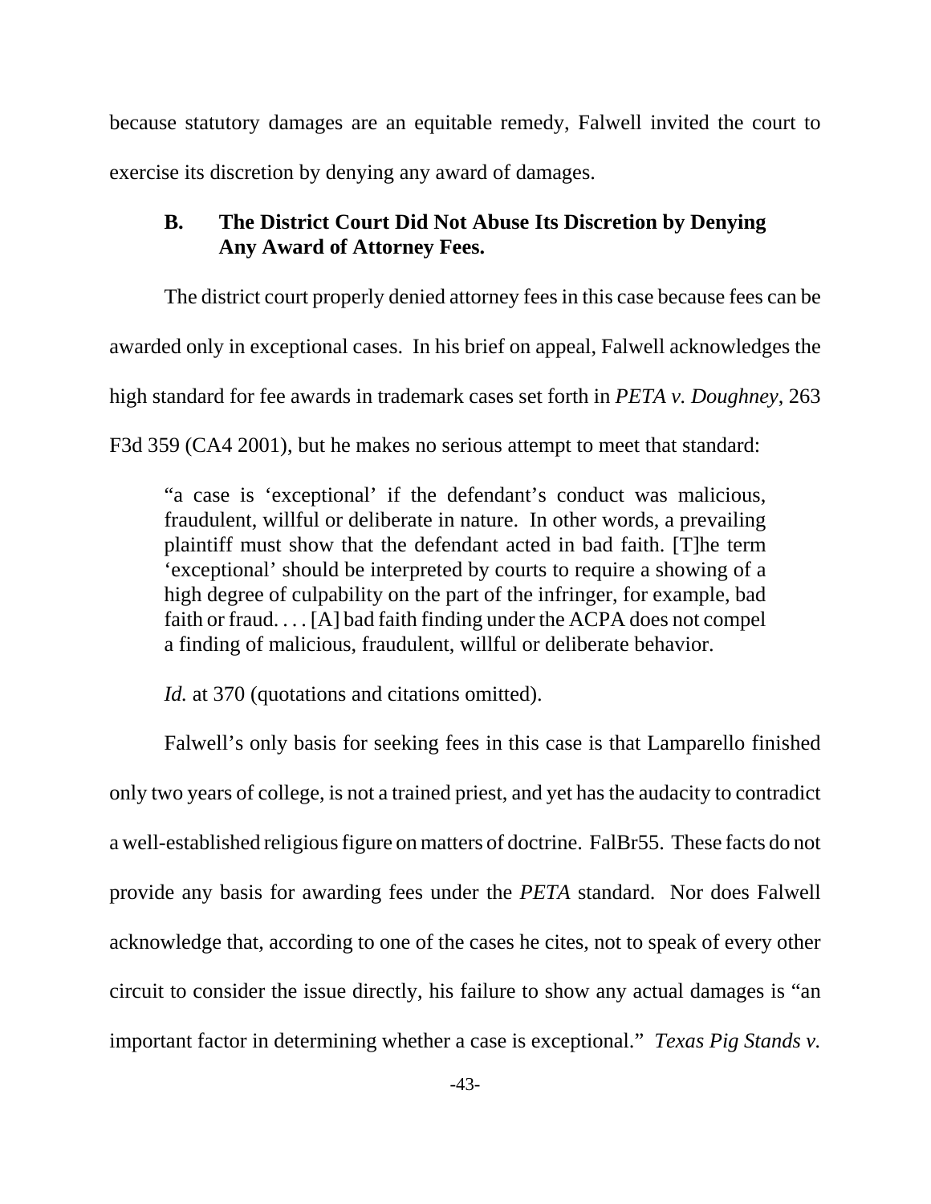because statutory damages are an equitable remedy, Falwell invited the court to exercise its discretion by denying any award of damages.

### B. The District Court Did Not Abuse Its Discretion by Denying Any Award of Attorney Fees.

The district court properly denied attorney fees in this case because fees can be awarded only in exceptional cases. In his brief on appeal, Falwell acknowledges the high standard for fee awards in trademark cases set forth in *PETA v. Doughney*, 263 F3d 359 (CA4 2001), but he makes no serious attempt to meet that standard:

> "a case is 'exceptional' if the defendant's conduct was malicious, fraudulent, willful or deliberate in nature. In other words, a prevailing plaintiff must show that the defendant acted in bad faith. [T]he term 'exceptional' should be interpreted by courts to require a showing of a high degree of culpability on the part of the infringer, for example, bad faith or fraud. . . . [A] bad faith finding under the ACPA does not compel a finding of malicious, fraudulent, willful or deliberate behavior.
>
> *Id.* at 370 (quotations and citations omitted).

Falwell's only basis for seeking fees in this case is that Lamparello finished only two years of college, is not a trained priest, and yet has the audacity to contradict a well-established religious figure on matters of doctrine. FalBr55. These facts do not provide any basis for awarding fees under the *PETA* standard. Nor does Falwell acknowledge that, according to one of the cases he cites, not to speak of every other circuit to consider the issue directly, his failure to show any actual damages is "an important factor in determining whether a case is exceptional." *Texas Pig Stands v.*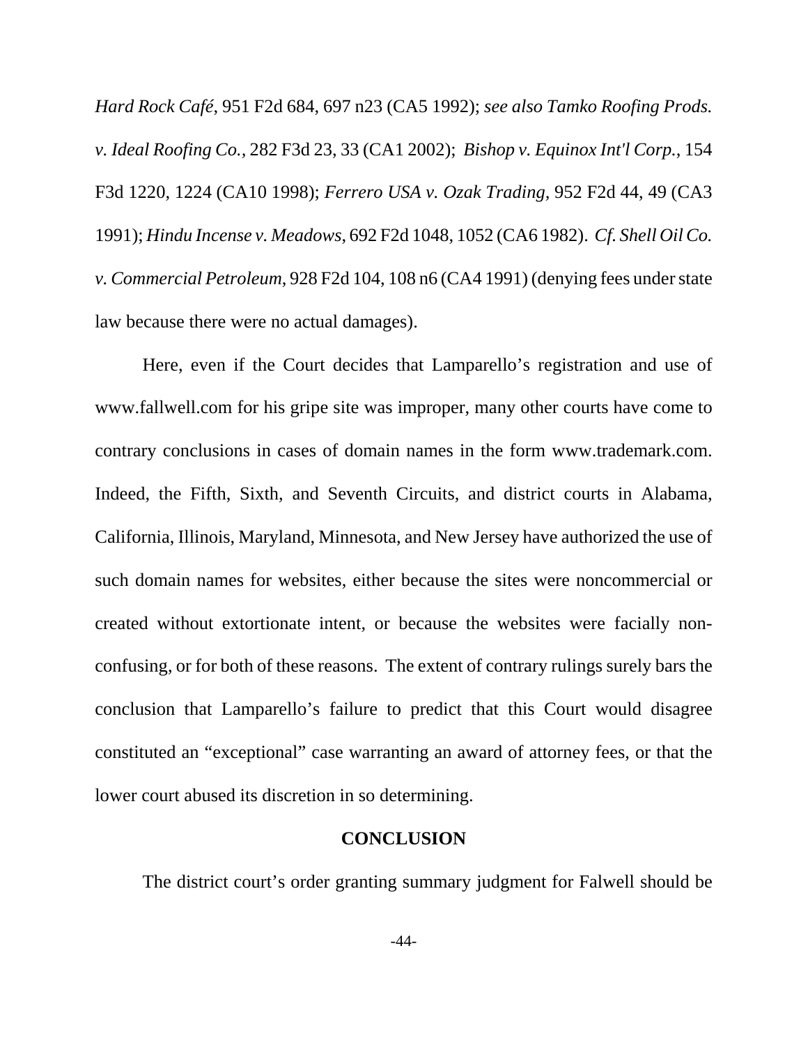*Hard Rock Café*, 951 F2d 684, 697 n23 (CA5 1992); *see also Tamko Roofing Prods. v. Ideal Roofing Co.*, 282 F3d 23, 33 (CA1 2002); *Bishop v. Equinox Int'l Corp.*, 154 F3d 1220, 1224 (CA10 1998); *Ferrero USA v. Ozak Trading*, 952 F2d 44, 49 (CA3 1991); *Hindu Incense v. Meadows*, 692 F2d 1048, 1052 (CA6 1982). *Cf. Shell Oil Co. v. Commercial Petroleum*, 928 F2d 104, 108 n6 (CA4 1991) (denying fees under state law because there were no actual damages).

Here, even if the Court decides that Lamparello's registration and use of www.fallwell.com for his gripe site was improper, many other courts have come to contrary conclusions in cases of domain names in the form www.trademark.com. Indeed, the Fifth, Sixth, and Seventh Circuits, and district courts in Alabama, California, Illinois, Maryland, Minnesota, and New Jersey have authorized the use of such domain names for websites, either because the sites were noncommercial or created without extortionate intent, or because the websites were facially non-confusing, or for both of these reasons. The extent of contrary rulings surely bars the conclusion that Lamparello's failure to predict that this Court would disagree constituted an "exceptional" case warranting an award of attorney fees, or that the lower court abused its discretion in so determining.

## CONCLUSION

The district court's order granting summary judgment for Falwell should be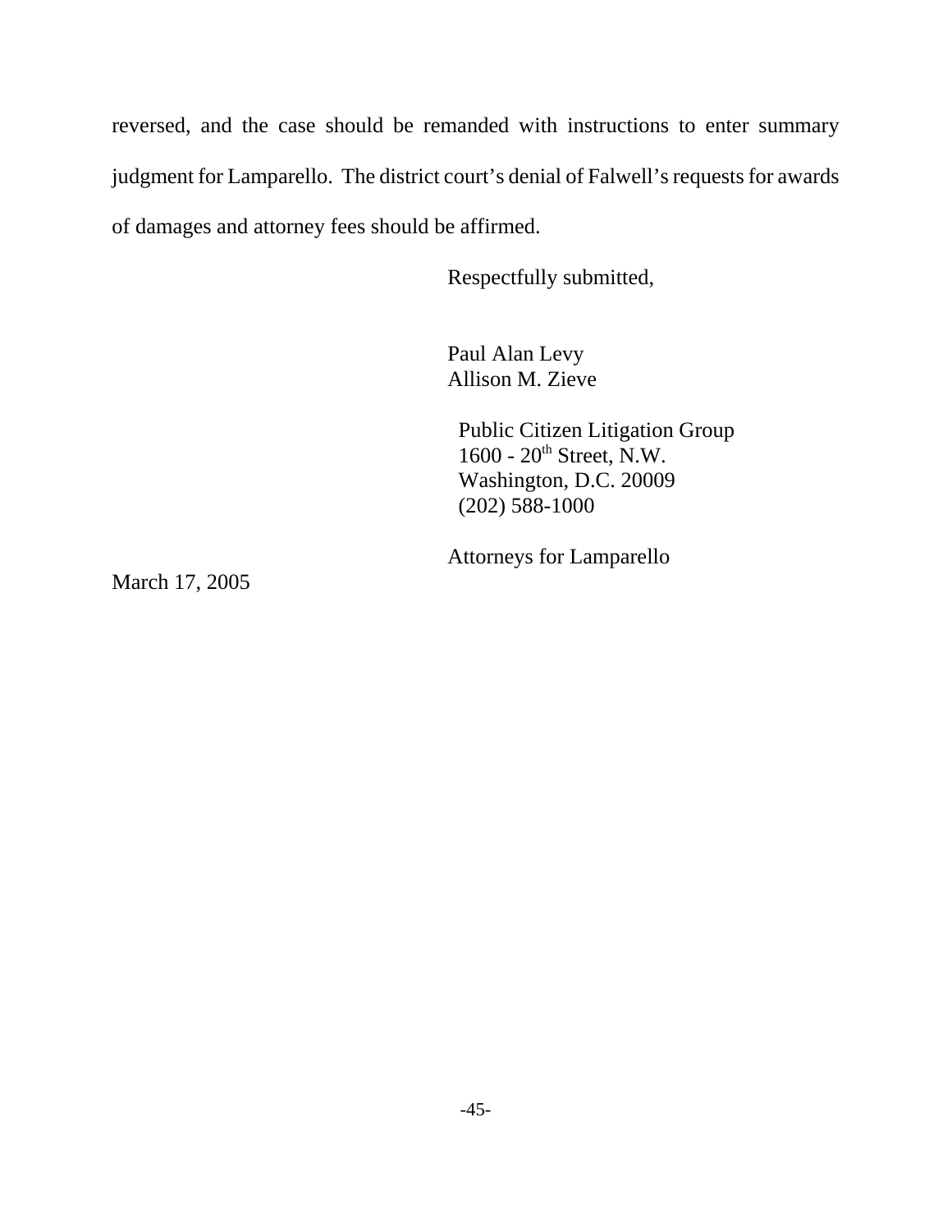reversed, and the case should be remanded with instructions to enter summary judgment for Lamparello. The district court's denial of Falwell's requests for awards of damages and attorney fees should be affirmed.

Respectfully submitted,

Paul Alan Levy
Allison M. Zieve

Public Citizen Litigation Group
1600 - 20th Street, N.W.
Washington, D.C. 20009
(202) 588-1000

Attorneys for Lamparello

March 17, 2005